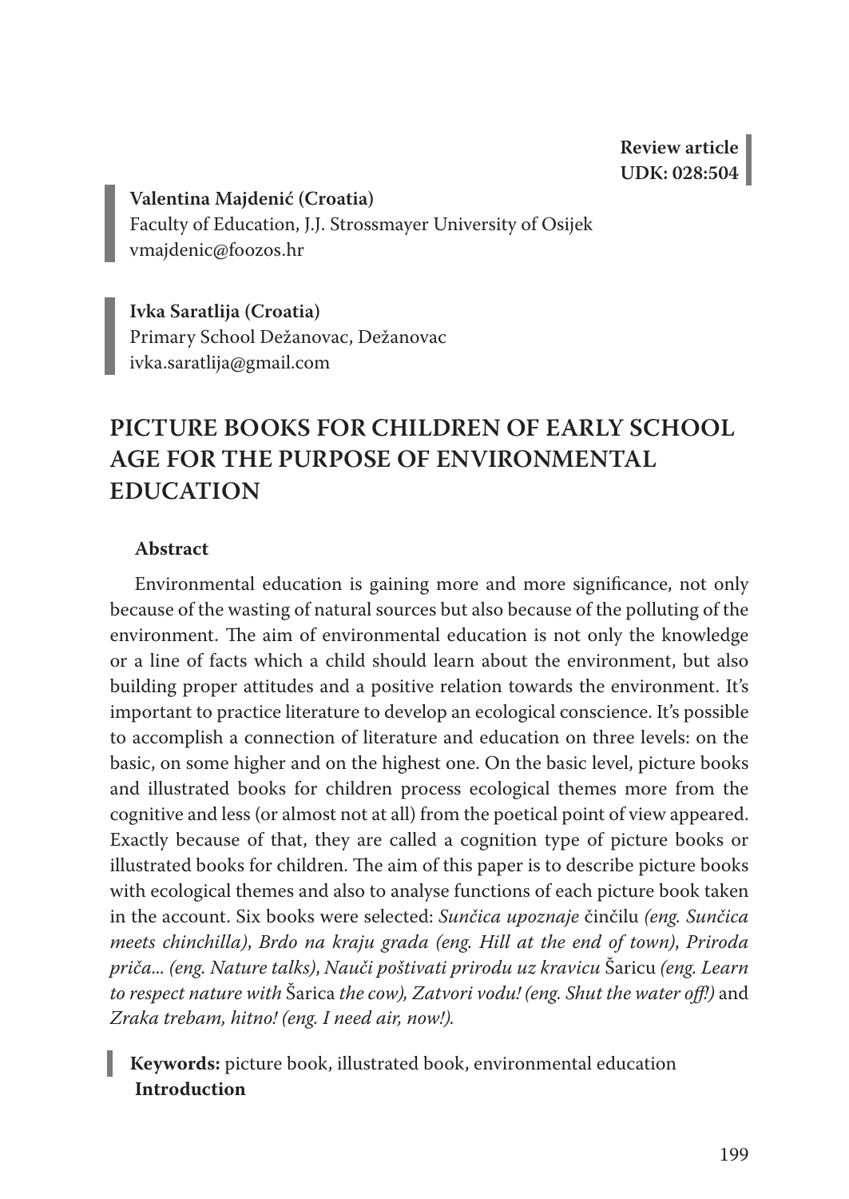**Review article**
**UDK: 028:504**

**Valentina Majdenić (Croatia)**
Faculty of Education, J.J. Strossmayer University of Osijek
vmajdenic@foozos.hr

**Ivka Saratlija (Croatia)**
Primary School Dežanovac, Dežanovac
ivka.saratlija@gmail.com

# PICTURE BOOKS FOR CHILDREN OF EARLY SCHOOL AGE FOR THE PURPOSE OF ENVIRONMENTAL EDUCATION

**Abstract**

Environmental education is gaining more and more significance, not only because of the wasting of natural sources but also because of the polluting of the environment. The aim of environmental education is not only the knowledge or a line of facts which a child should learn about the environment, but also building proper attitudes and a positive relation towards the environment. It's important to practice literature to develop an ecological conscience. It's possible to accomplish a connection of literature and education on three levels: on the basic, on some higher and on the highest one. On the basic level, picture books and illustrated books for children process ecological themes more from the cognitive and less (or almost not at all) from the poetical point of view appeared. Exactly because of that, they are called a cognition type of picture books or illustrated books for children. The aim of this paper is to describe picture books with ecological themes and also to analyse functions of each picture book taken in the account. Six books were selected: *Sunčica upoznaje* činčilu *(eng. Sunčica meets chinchilla)*, *Brdo na kraju grada (eng. Hill at the end of town)*, *Priroda priča... (eng. Nature talks)*, *Nauči poštivati prirodu uz kravicu* Šaricu *(eng. Learn to respect nature with* Šarica *the cow)*, *Zatvori vodu! (eng. Shut the water off!)* and *Zraka trebam, hitno! (eng. I need air, now!).*

**Keywords:** picture book, illustrated book, environmental education

**Introduction**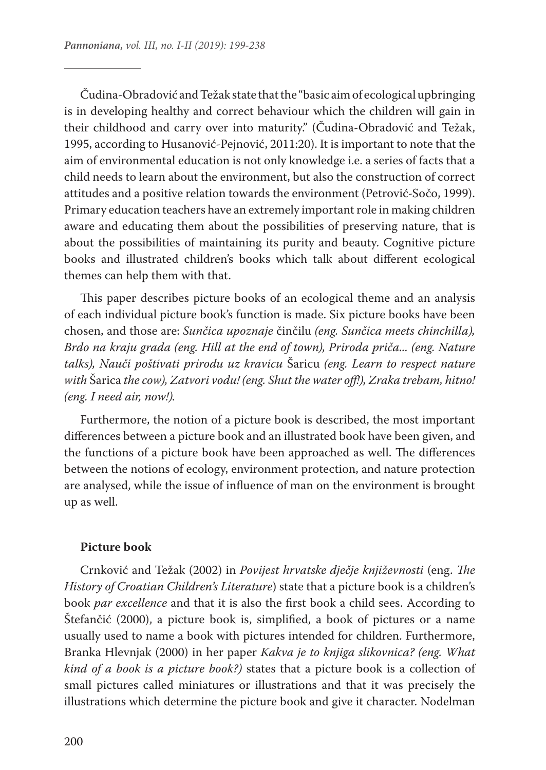Čudina-Obradović and Težak state that the "basic aim of ecological upbringing is in developing healthy and correct behaviour which the children will gain in their childhood and carry over into maturity." (Čudina-Obradović and Težak, 1995, according to Husanović-Pejnović, 2011:20). It is important to note that the aim of environmental education is not only knowledge i.e. a series of facts that a child needs to learn about the environment, but also the construction of correct attitudes and a positive relation towards the environment (Petrović-Sočo, 1999). Primary education teachers have an extremely important role in making children aware and educating them about the possibilities of preserving nature, that is about the possibilities of maintaining its purity and beauty. Cognitive picture books and illustrated children's books which talk about different ecological themes can help them with that.

This paper describes picture books of an ecological theme and an analysis of each individual picture book's function is made. Six picture books have been chosen, and those are: *Sunčica upoznaje* činčilu *(eng. Sunčica meets chinchilla), Brdo na kraju grada (eng. Hill at the end of town), Priroda priča... (eng. Nature talks), Nauči poštivati prirodu uz kravicu* Šaricu *(eng. Learn to respect nature with* Šarica *the cow), Zatvori vodu! (eng. Shut the water off!), Zraka trebam, hitno! (eng. I need air, now!).*

Furthermore, the notion of a picture book is described, the most important differences between a picture book and an illustrated book have been given, and the functions of a picture book have been approached as well. The differences between the notions of ecology, environment protection, and nature protection are analysed, while the issue of influence of man on the environment is brought up as well.

### Picture book

Crnković and Težak (2002) in *Povijest hrvatske dječje književnosti* (eng. *The History of Croatian Children's Literature*) state that a picture book is a children's book *par excellence* and that it is also the first book a child sees. According to Štefančić (2000), a picture book is, simplified, a book of pictures or a name usually used to name a book with pictures intended for children. Furthermore, Branka Hlevnjak (2000) in her paper *Kakva je to knjiga slikovnica? (eng. What kind of a book is a picture book?)* states that a picture book is a collection of small pictures called miniatures or illustrations and that it was precisely the illustrations which determine the picture book and give it character. Nodelman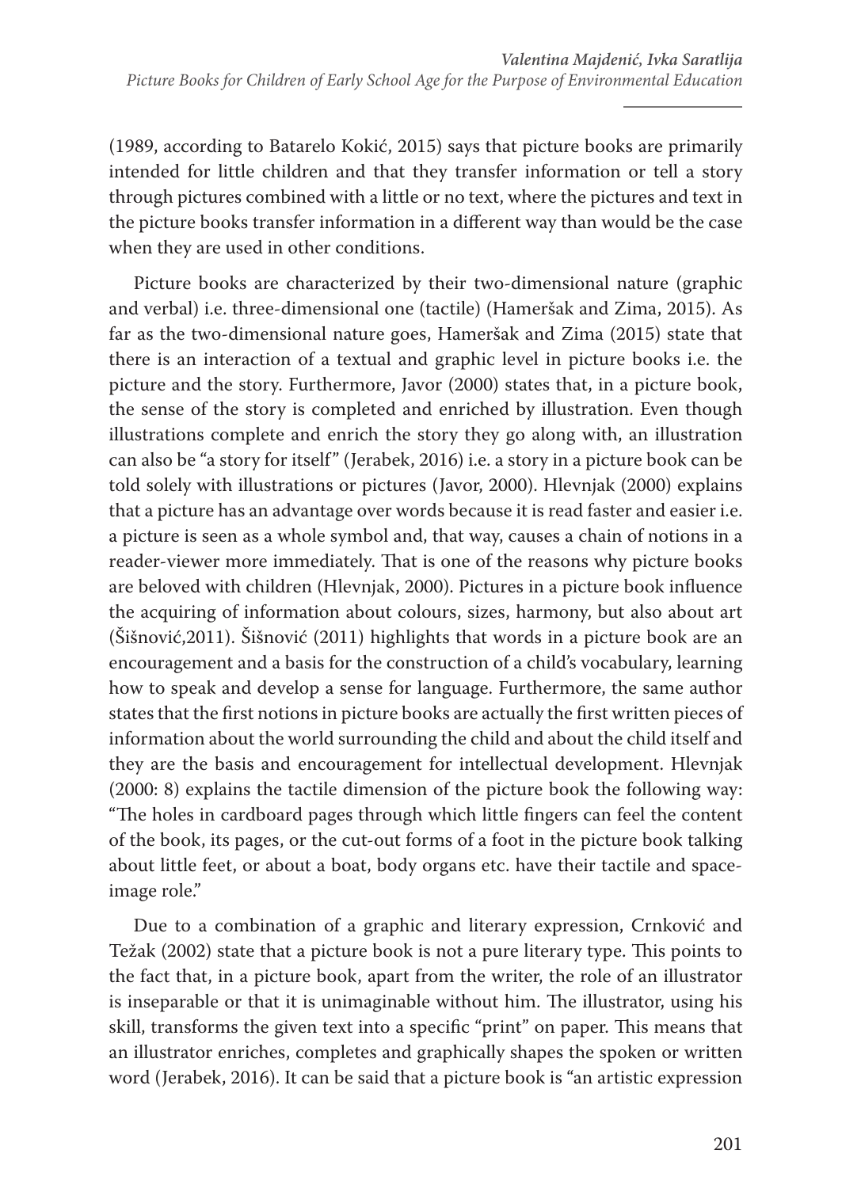(1989, according to Batarelo Kokić, 2015) says that picture books are primarily intended for little children and that they transfer information or tell a story through pictures combined with a little or no text, where the pictures and text in the picture books transfer information in a different way than would be the case when they are used in other conditions.

Picture books are characterized by their two-dimensional nature (graphic and verbal) i.e. three-dimensional one (tactile) (Hameršak and Zima, 2015). As far as the two-dimensional nature goes, Hameršak and Zima (2015) state that there is an interaction of a textual and graphic level in picture books i.e. the picture and the story. Furthermore, Javor (2000) states that, in a picture book, the sense of the story is completed and enriched by illustration. Even though illustrations complete and enrich the story they go along with, an illustration can also be "a story for itself" (Jerabek, 2016) i.e. a story in a picture book can be told solely with illustrations or pictures (Javor, 2000). Hlevnjak (2000) explains that a picture has an advantage over words because it is read faster and easier i.e. a picture is seen as a whole symbol and, that way, causes a chain of notions in a reader-viewer more immediately. That is one of the reasons why picture books are beloved with children (Hlevnjak, 2000). Pictures in a picture book influence the acquiring of information about colours, sizes, harmony, but also about art (Šišnović,2011). Šišnović (2011) highlights that words in a picture book are an encouragement and a basis for the construction of a child's vocabulary, learning how to speak and develop a sense for language. Furthermore, the same author states that the first notions in picture books are actually the first written pieces of information about the world surrounding the child and about the child itself and they are the basis and encouragement for intellectual development. Hlevnjak (2000: 8) explains the tactile dimension of the picture book the following way: "The holes in cardboard pages through which little fingers can feel the content of the book, its pages, or the cut-out forms of a foot in the picture book talking about little feet, or about a boat, body organs etc. have their tactile and space-image role."

Due to a combination of a graphic and literary expression, Crnković and Težak (2002) state that a picture book is not a pure literary type. This points to the fact that, in a picture book, apart from the writer, the role of an illustrator is inseparable or that it is unimaginable without him. The illustrator, using his skill, transforms the given text into a specific "print" on paper. This means that an illustrator enriches, completes and graphically shapes the spoken or written word (Jerabek, 2016). It can be said that a picture book is "an artistic expression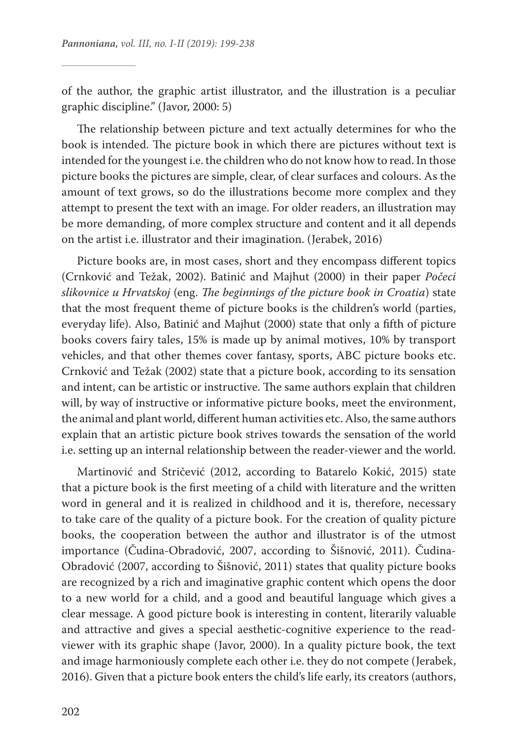of the author, the graphic artist illustrator, and the illustration is a peculiar graphic discipline." (Javor, 2000: 5)

The relationship between picture and text actually determines for who the book is intended. The picture book in which there are pictures without text is intended for the youngest i.e. the children who do not know how to read. In those picture books the pictures are simple, clear, of clear surfaces and colours. As the amount of text grows, so do the illustrations become more complex and they attempt to present the text with an image. For older readers, an illustration may be more demanding, of more complex structure and content and it all depends on the artist i.e. illustrator and their imagination. (Jerabek, 2016)

Picture books are, in most cases, short and they encompass different topics (Crnković and Težak, 2002). Batinić and Majhut (2000) in their paper *Počeci slikovnice u Hrvatskoj* (eng. *The beginnings of the picture book in Croatia*) state that the most frequent theme of picture books is the children's world (parties, everyday life). Also, Batinić and Majhut (2000) state that only a fifth of picture books covers fairy tales, 15% is made up by animal motives, 10% by transport vehicles, and that other themes cover fantasy, sports, ABC picture books etc. Crnković and Težak (2002) state that a picture book, according to its sensation and intent, can be artistic or instructive. The same authors explain that children will, by way of instructive or informative picture books, meet the environment, the animal and plant world, different human activities etc. Also, the same authors explain that an artistic picture book strives towards the sensation of the world i.e. setting up an internal relationship between the reader-viewer and the world.

Martinović and Stričević (2012, according to Batarelo Kokić, 2015) state that a picture book is the first meeting of a child with literature and the written word in general and it is realized in childhood and it is, therefore, necessary to take care of the quality of a picture book. For the creation of quality picture books, the cooperation between the author and illustrator is of the utmost importance (Čudina-Obradović, 2007, according to Šišnović, 2011). Čudina-Obradović (2007, according to Šišnović, 2011) states that quality picture books are recognized by a rich and imaginative graphic content which opens the door to a new world for a child, and a good and beautiful language which gives a clear message. A good picture book is interesting in content, literarily valuable and attractive and gives a special aesthetic-cognitive experience to the read-viewer with its graphic shape (Javor, 2000). In a quality picture book, the text and image harmoniously complete each other i.e. they do not compete (Jerabek, 2016). Given that a picture book enters the child's life early, its creators (authors,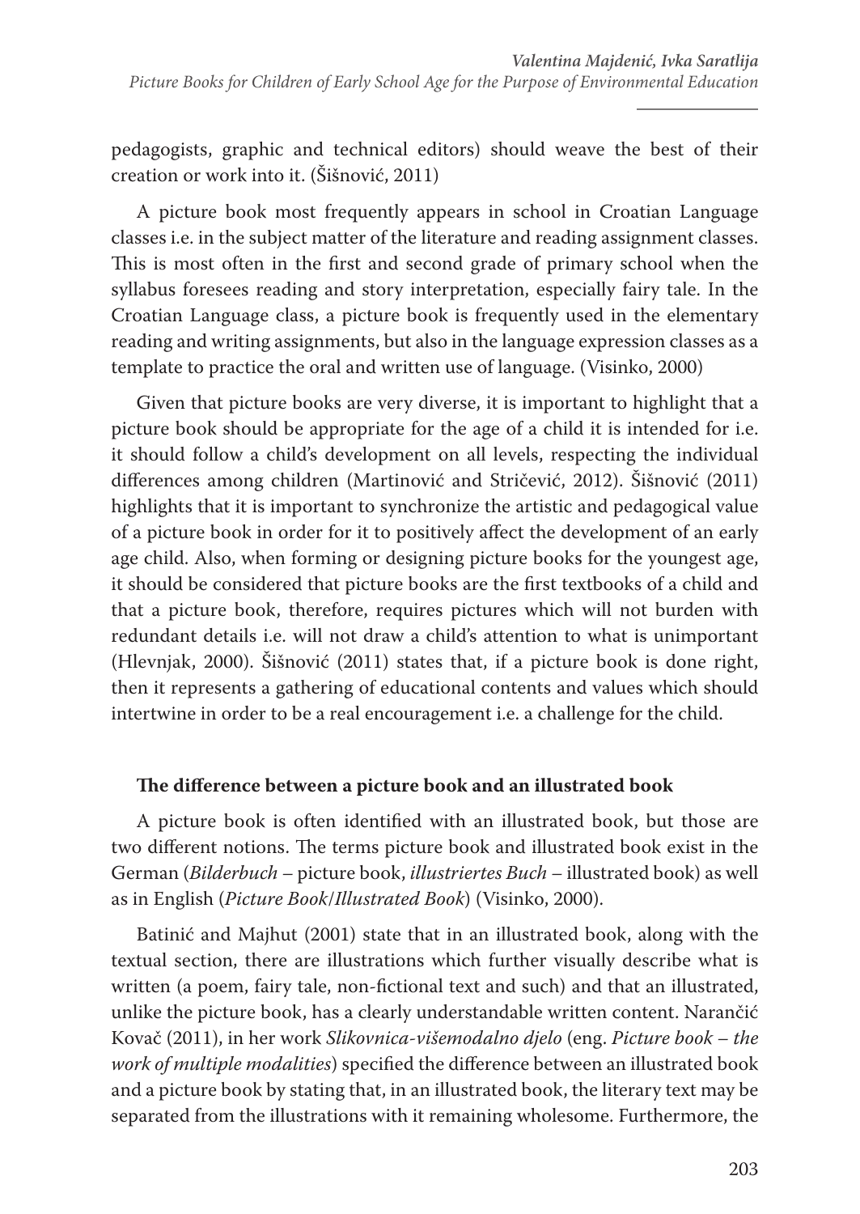pedagogists, graphic and technical editors) should weave the best of their creation or work into it. (Šišnović, 2011)

A picture book most frequently appears in school in Croatian Language classes i.e. in the subject matter of the literature and reading assignment classes. This is most often in the first and second grade of primary school when the syllabus foresees reading and story interpretation, especially fairy tale. In the Croatian Language class, a picture book is frequently used in the elementary reading and writing assignments, but also in the language expression classes as a template to practice the oral and written use of language. (Visinko, 2000)

Given that picture books are very diverse, it is important to highlight that a picture book should be appropriate for the age of a child it is intended for i.e. it should follow a child's development on all levels, respecting the individual differences among children (Martinović and Stričević, 2012). Šišnović (2011) highlights that it is important to synchronize the artistic and pedagogical value of a picture book in order for it to positively affect the development of an early age child. Also, when forming or designing picture books for the youngest age, it should be considered that picture books are the first textbooks of a child and that a picture book, therefore, requires pictures which will not burden with redundant details i.e. will not draw a child's attention to what is unimportant (Hlevnjak, 2000). Šišnović (2011) states that, if a picture book is done right, then it represents a gathering of educational contents and values which should intertwine in order to be a real encouragement i.e. a challenge for the child.

### The difference between a picture book and an illustrated book

A picture book is often identified with an illustrated book, but those are two different notions. The terms picture book and illustrated book exist in the German (*Bilderbuch* – picture book, *illustriertes Buch* – illustrated book) as well as in English (*Picture Book/Illustrated Book*) (Visinko, 2000).

Batinić and Majhut (2001) state that in an illustrated book, along with the textual section, there are illustrations which further visually describe what is written (a poem, fairy tale, non-fictional text and such) and that an illustrated, unlike the picture book, has a clearly understandable written content. Narančić Kovač (2011), in her work *Slikovnica-višemodalno djelo* (eng. *Picture book – the work of multiple modalities*) specified the difference between an illustrated book and a picture book by stating that, in an illustrated book, the literary text may be separated from the illustrations with it remaining wholesome. Furthermore, the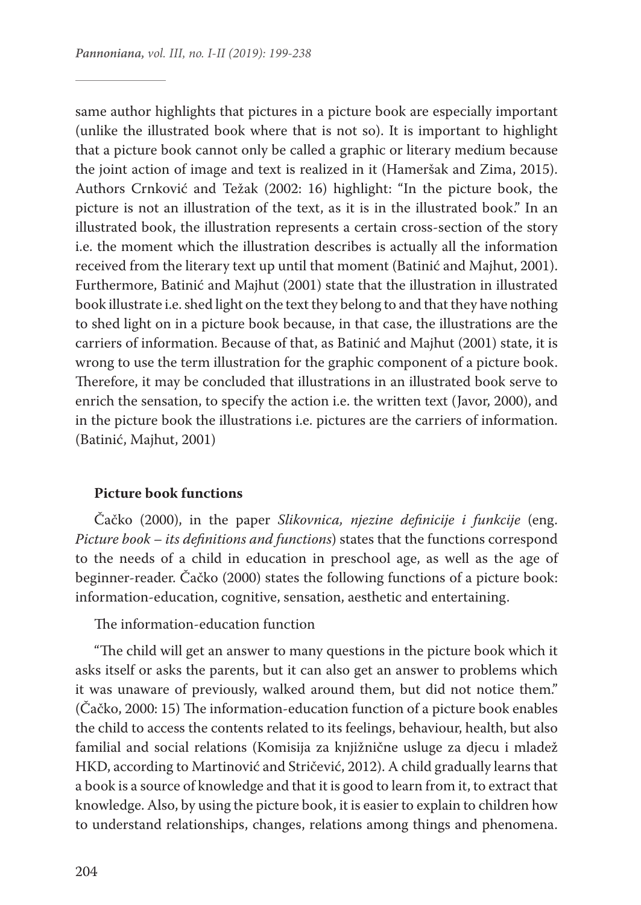same author highlights that pictures in a picture book are especially important (unlike the illustrated book where that is not so). It is important to highlight that a picture book cannot only be called a graphic or literary medium because the joint action of image and text is realized in it (Hameršak and Zima, 2015). Authors Crnković and Težak (2002: 16) highlight: "In the picture book, the picture is not an illustration of the text, as it is in the illustrated book." In an illustrated book, the illustration represents a certain cross-section of the story i.e. the moment which the illustration describes is actually all the information received from the literary text up until that moment (Batinić and Majhut, 2001). Furthermore, Batinić and Majhut (2001) state that the illustration in illustrated book illustrate i.e. shed light on the text they belong to and that they have nothing to shed light on in a picture book because, in that case, the illustrations are the carriers of information. Because of that, as Batinić and Majhut (2001) state, it is wrong to use the term illustration for the graphic component of a picture book. Therefore, it may be concluded that illustrations in an illustrated book serve to enrich the sensation, to specify the action i.e. the written text (Javor, 2000), and in the picture book the illustrations i.e. pictures are the carriers of information. (Batinić, Majhut, 2001)

### Picture book functions

Čačko (2000), in the paper *Slikovnica, njezine definicije i funkcije* (eng. *Picture book – its definitions and functions*) states that the functions correspond to the needs of a child in education in preschool age, as well as the age of beginner-reader. Čačko (2000) states the following functions of a picture book: information-education, cognitive, sensation, aesthetic and entertaining.

The information-education function

"The child will get an answer to many questions in the picture book which it asks itself or asks the parents, but it can also get an answer to problems which it was unaware of previously, walked around them, but did not notice them." (Čačko, 2000: 15) The information-education function of a picture book enables the child to access the contents related to its feelings, behaviour, health, but also familial and social relations (Komisija za knjižnične usluge za djecu i mladež HKD, according to Martinović and Stričević, 2012). A child gradually learns that a book is a source of knowledge and that it is good to learn from it, to extract that knowledge. Also, by using the picture book, it is easier to explain to children how to understand relationships, changes, relations among things and phenomena.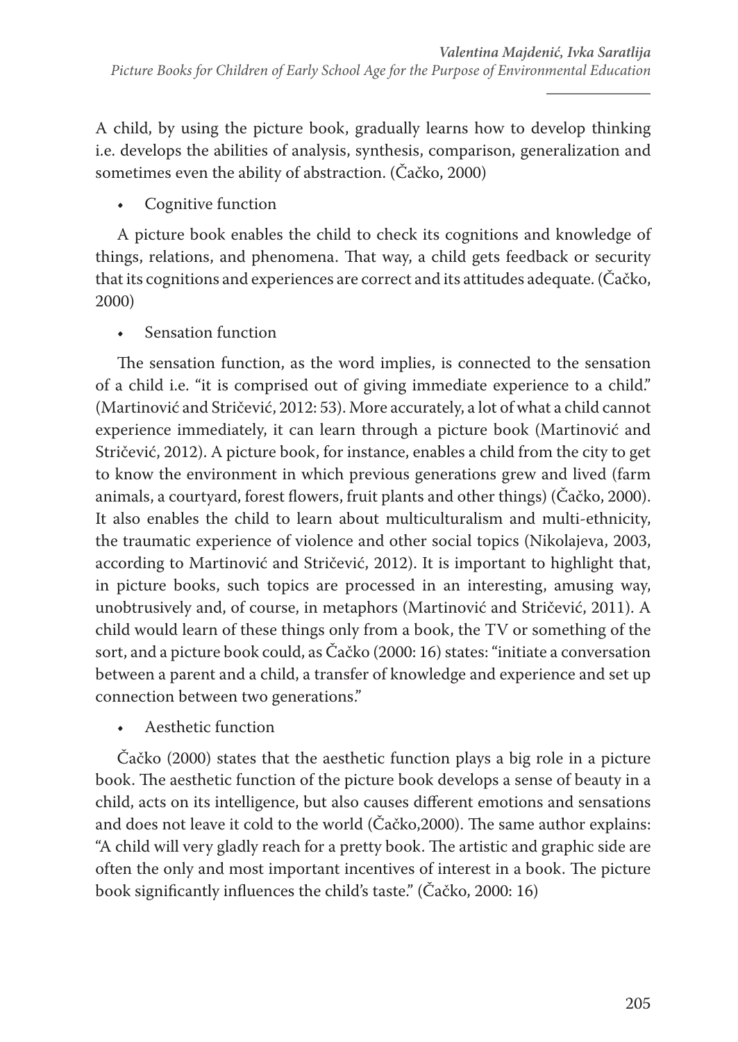A child, by using the picture book, gradually learns how to develop thinking i.e. develops the abilities of analysis, synthesis, comparison, generalization and sometimes even the ability of abstraction. (Čačko, 2000)

- Cognitive function

A picture book enables the child to check its cognitions and knowledge of things, relations, and phenomena. That way, a child gets feedback or security that its cognitions and experiences are correct and its attitudes adequate. (Čačko, 2000)

- Sensation function

The sensation function, as the word implies, is connected to the sensation of a child i.e. "it is comprised out of giving immediate experience to a child." (Martinović and Stričević, 2012: 53). More accurately, a lot of what a child cannot experience immediately, it can learn through a picture book (Martinović and Stričević, 2012). A picture book, for instance, enables a child from the city to get to know the environment in which previous generations grew and lived (farm animals, a courtyard, forest flowers, fruit plants and other things) (Čačko, 2000). It also enables the child to learn about multiculturalism and multi-ethnicity, the traumatic experience of violence and other social topics (Nikolajeva, 2003, according to Martinović and Stričević, 2012). It is important to highlight that, in picture books, such topics are processed in an interesting, amusing way, unobtrusively and, of course, in metaphors (Martinović and Stričević, 2011). A child would learn of these things only from a book, the TV or something of the sort, and a picture book could, as Čačko (2000: 16) states: "initiate a conversation between a parent and a child, a transfer of knowledge and experience and set up connection between two generations."

- Aesthetic function

Čačko (2000) states that the aesthetic function plays a big role in a picture book. The aesthetic function of the picture book develops a sense of beauty in a child, acts on its intelligence, but also causes different emotions and sensations and does not leave it cold to the world (Čačko,2000). The same author explains: "A child will very gladly reach for a pretty book. The artistic and graphic side are often the only and most important incentives of interest in a book. The picture book significantly influences the child's taste." (Čačko, 2000: 16)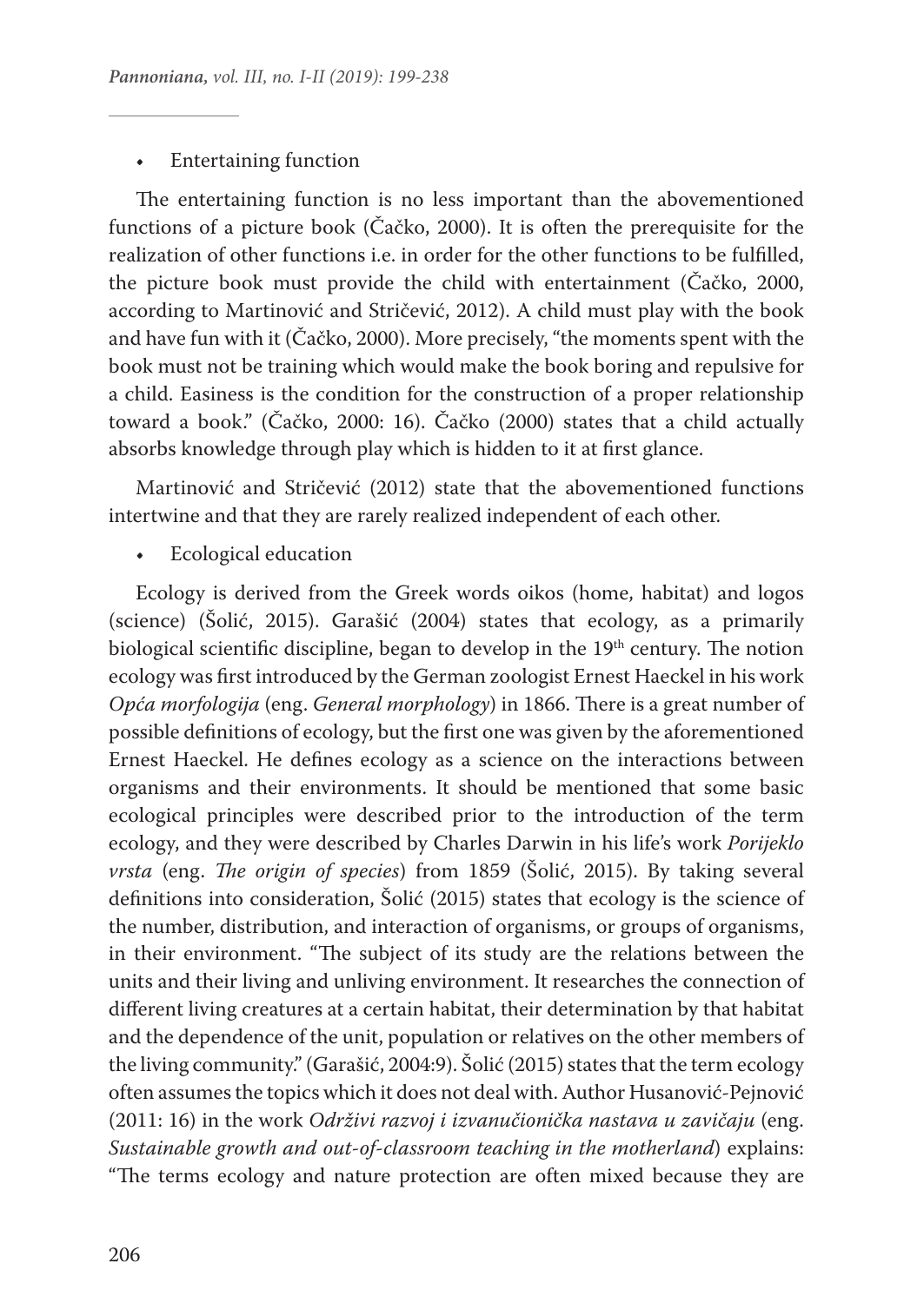- Entertaining function

The entertaining function is no less important than the abovementioned functions of a picture book (Čačko, 2000). It is often the prerequisite for the realization of other functions i.e. in order for the other functions to be fulfilled, the picture book must provide the child with entertainment (Čačko, 2000, according to Martinović and Stričević, 2012). A child must play with the book and have fun with it (Čačko, 2000). More precisely, "the moments spent with the book must not be training which would make the book boring and repulsive for a child. Easiness is the condition for the construction of a proper relationship toward a book." (Čačko, 2000: 16). Čačko (2000) states that a child actually absorbs knowledge through play which is hidden to it at first glance.

Martinović and Stričević (2012) state that the abovementioned functions intertwine and that they are rarely realized independent of each other.

- Ecological education

Ecology is derived from the Greek words oikos (home, habitat) and logos (science) (Šolić, 2015). Garašić (2004) states that ecology, as a primarily biological scientific discipline, began to develop in the 19th century. The notion ecology was first introduced by the German zoologist Ernest Haeckel in his work *Opća morfologija* (eng. *General morphology*) in 1866. There is a great number of possible definitions of ecology, but the first one was given by the aforementioned Ernest Haeckel. He defines ecology as a science on the interactions between organisms and their environments. It should be mentioned that some basic ecological principles were described prior to the introduction of the term ecology, and they were described by Charles Darwin in his life's work *Porijeklo vrsta* (eng. *The origin of species*) from 1859 (Šolić, 2015). By taking several definitions into consideration, Šolić (2015) states that ecology is the science of the number, distribution, and interaction of organisms, or groups of organisms, in their environment. "The subject of its study are the relations between the units and their living and unliving environment. It researches the connection of different living creatures at a certain habitat, their determination by that habitat and the dependence of the unit, population or relatives on the other members of the living community." (Garašić, 2004:9). Šolić (2015) states that the term ecology often assumes the topics which it does not deal with. Author Husanović-Pejnović (2011: 16) in the work *Održivi razvoj i izvanučionička nastava u zavičaju* (eng. *Sustainable growth and out-of-classroom teaching in the motherland*) explains: "The terms ecology and nature protection are often mixed because they are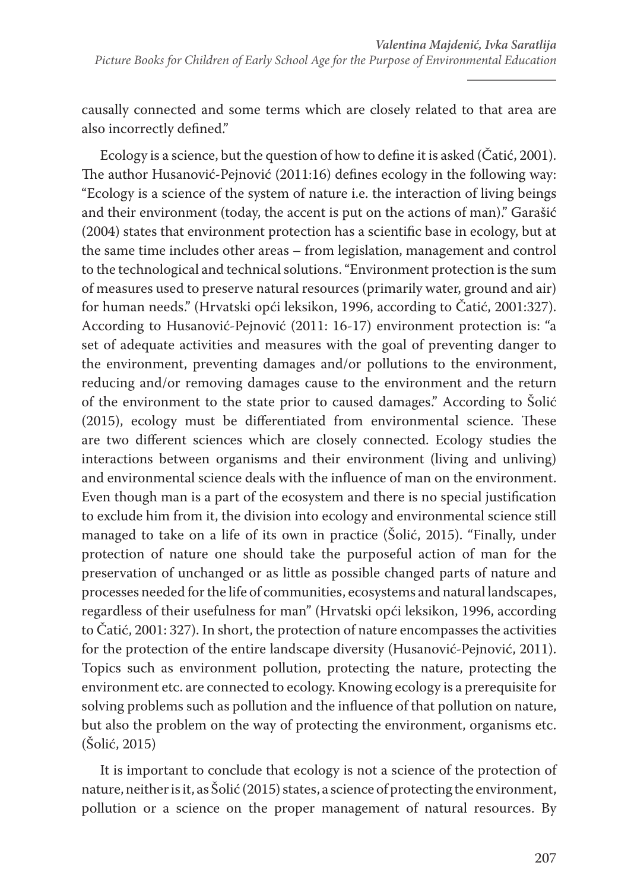causally connected and some terms which are closely related to that area are also incorrectly defined."

Ecology is a science, but the question of how to define it is asked (Čatić, 2001). The author Husanović-Pejnović (2011:16) defines ecology in the following way: "Ecology is a science of the system of nature i.e. the interaction of living beings and their environment (today, the accent is put on the actions of man)." Garašić (2004) states that environment protection has a scientific base in ecology, but at the same time includes other areas – from legislation, management and control to the technological and technical solutions. "Environment protection is the sum of measures used to preserve natural resources (primarily water, ground and air) for human needs." (Hrvatski opći leksikon, 1996, according to Čatić, 2001:327). According to Husanović-Pejnović (2011: 16-17) environment protection is: "a set of adequate activities and measures with the goal of preventing danger to the environment, preventing damages and/or pollutions to the environment, reducing and/or removing damages cause to the environment and the return of the environment to the state prior to caused damages." According to Šolić (2015), ecology must be differentiated from environmental science. These are two different sciences which are closely connected. Ecology studies the interactions between organisms and their environment (living and unliving) and environmental science deals with the influence of man on the environment. Even though man is a part of the ecosystem and there is no special justification to exclude him from it, the division into ecology and environmental science still managed to take on a life of its own in practice (Šolić, 2015). "Finally, under protection of nature one should take the purposeful action of man for the preservation of unchanged or as little as possible changed parts of nature and processes needed for the life of communities, ecosystems and natural landscapes, regardless of their usefulness for man" (Hrvatski opći leksikon, 1996, according to Čatić, 2001: 327). In short, the protection of nature encompasses the activities for the protection of the entire landscape diversity (Husanović-Pejnović, 2011). Topics such as environment pollution, protecting the nature, protecting the environment etc. are connected to ecology. Knowing ecology is a prerequisite for solving problems such as pollution and the influence of that pollution on nature, but also the problem on the way of protecting the environment, organisms etc. (Šolić, 2015)

It is important to conclude that ecology is not a science of the protection of nature, neither is it, as Šolić (2015) states, a science of protecting the environment, pollution or a science on the proper management of natural resources. By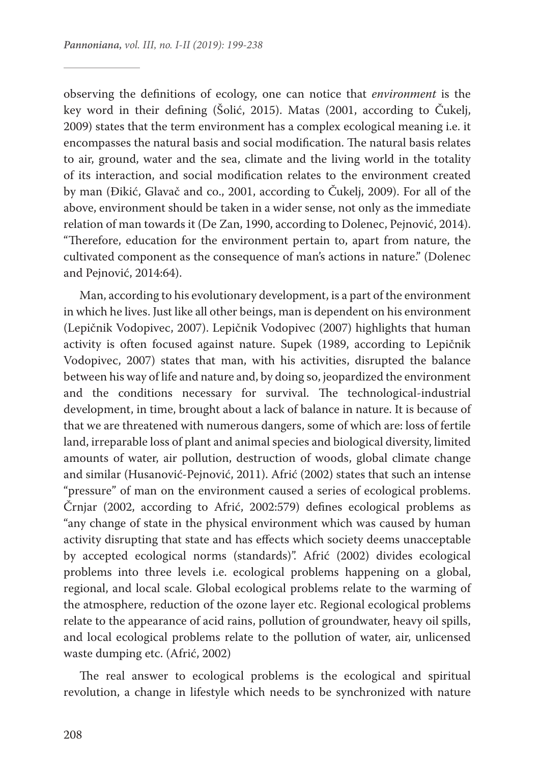observing the definitions of ecology, one can notice that *environment* is the key word in their defining (Šolić, 2015). Matas (2001, according to Čukelj, 2009) states that the term environment has a complex ecological meaning i.e. it encompasses the natural basis and social modification. The natural basis relates to air, ground, water and the sea, climate and the living world in the totality of its interaction, and social modification relates to the environment created by man (Đikić, Glavač and co., 2001, according to Čukelj, 2009). For all of the above, environment should be taken in a wider sense, not only as the immediate relation of man towards it (De Zan, 1990, according to Dolenec, Pejnović, 2014). "Therefore, education for the environment pertain to, apart from nature, the cultivated component as the consequence of man's actions in nature." (Dolenec and Pejnović, 2014:64).

Man, according to his evolutionary development, is a part of the environment in which he lives. Just like all other beings, man is dependent on his environment (Lepičnik Vodopivec, 2007). Lepičnik Vodopivec (2007) highlights that human activity is often focused against nature. Supek (1989, according to Lepičnik Vodopivec, 2007) states that man, with his activities, disrupted the balance between his way of life and nature and, by doing so, jeopardized the environment and the conditions necessary for survival. The technological-industrial development, in time, brought about a lack of balance in nature. It is because of that we are threatened with numerous dangers, some of which are: loss of fertile land, irreparable loss of plant and animal species and biological diversity, limited amounts of water, air pollution, destruction of woods, global climate change and similar (Husanović-Pejnović, 2011). Afrić (2002) states that such an intense "pressure" of man on the environment caused a series of ecological problems. Črnjar (2002, according to Afrić, 2002:579) defines ecological problems as "any change of state in the physical environment which was caused by human activity disrupting that state and has effects which society deems unacceptable by accepted ecological norms (standards)". Afrić (2002) divides ecological problems into three levels i.e. ecological problems happening on a global, regional, and local scale. Global ecological problems relate to the warming of the atmosphere, reduction of the ozone layer etc. Regional ecological problems relate to the appearance of acid rains, pollution of groundwater, heavy oil spills, and local ecological problems relate to the pollution of water, air, unlicensed waste dumping etc. (Afrić, 2002)

The real answer to ecological problems is the ecological and spiritual revolution, a change in lifestyle which needs to be synchronized with nature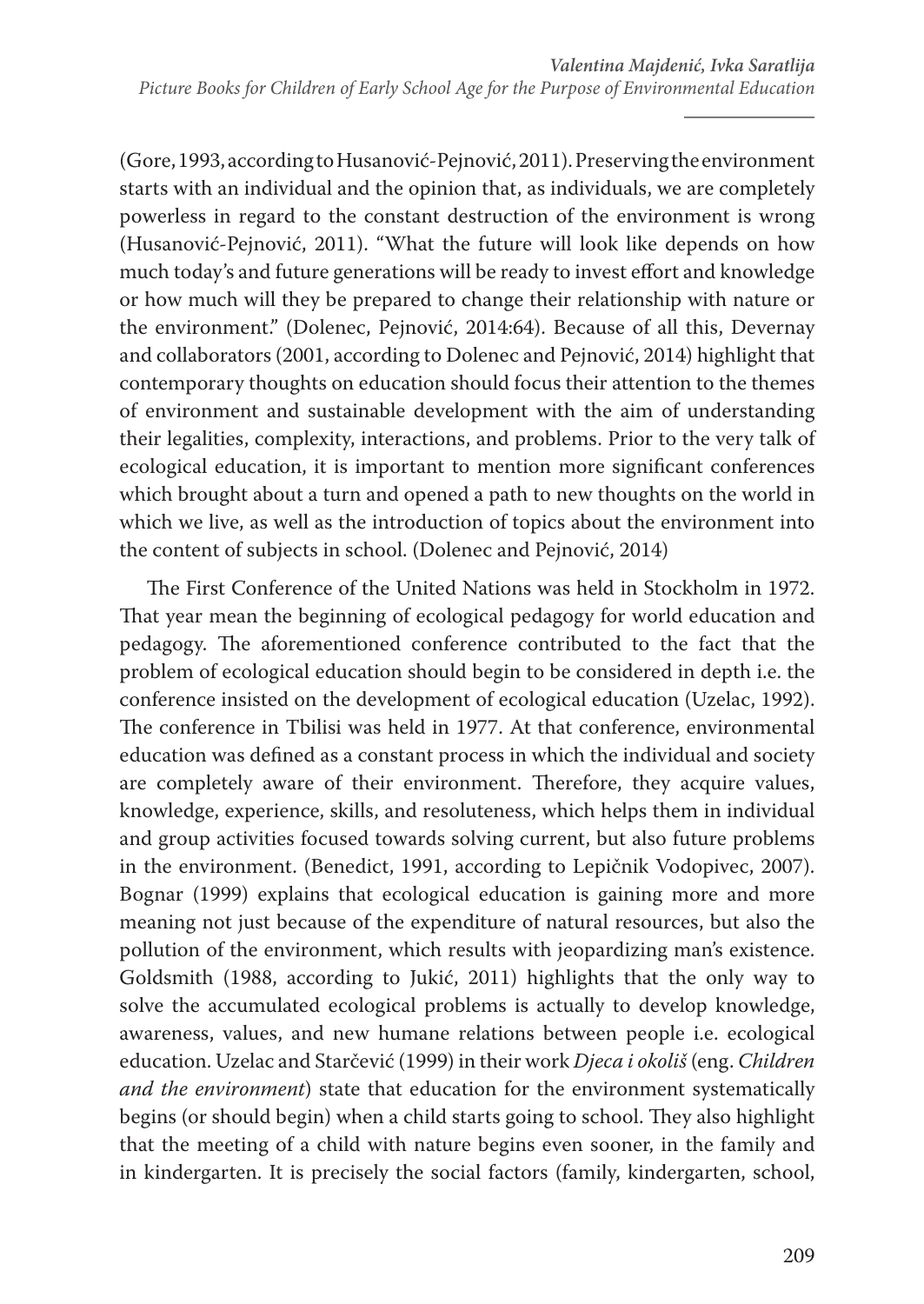(Gore, 1993, according to Husanović-Pejnović, 2011). Preserving the environment starts with an individual and the opinion that, as individuals, we are completely powerless in regard to the constant destruction of the environment is wrong (Husanović-Pejnović, 2011). "What the future will look like depends on how much today's and future generations will be ready to invest effort and knowledge or how much will they be prepared to change their relationship with nature or the environment." (Dolenec, Pejnović, 2014:64). Because of all this, Devernay and collaborators (2001, according to Dolenec and Pejnović, 2014) highlight that contemporary thoughts on education should focus their attention to the themes of environment and sustainable development with the aim of understanding their legalities, complexity, interactions, and problems. Prior to the very talk of ecological education, it is important to mention more significant conferences which brought about a turn and opened a path to new thoughts on the world in which we live, as well as the introduction of topics about the environment into the content of subjects in school. (Dolenec and Pejnović, 2014)

The First Conference of the United Nations was held in Stockholm in 1972. That year mean the beginning of ecological pedagogy for world education and pedagogy. The aforementioned conference contributed to the fact that the problem of ecological education should begin to be considered in depth i.e. the conference insisted on the development of ecological education (Uzelac, 1992). The conference in Tbilisi was held in 1977. At that conference, environmental education was defined as a constant process in which the individual and society are completely aware of their environment. Therefore, they acquire values, knowledge, experience, skills, and resoluteness, which helps them in individual and group activities focused towards solving current, but also future problems in the environment. (Benedict, 1991, according to Lepičnik Vodopivec, 2007). Bognar (1999) explains that ecological education is gaining more and more meaning not just because of the expenditure of natural resources, but also the pollution of the environment, which results with jeopardizing man's existence. Goldsmith (1988, according to Jukić, 2011) highlights that the only way to solve the accumulated ecological problems is actually to develop knowledge, awareness, values, and new humane relations between people i.e. ecological education. Uzelac and Starčević (1999) in their work *Djeca i okoliš* (eng. *Children and the environment*) state that education for the environment systematically begins (or should begin) when a child starts going to school. They also highlight that the meeting of a child with nature begins even sooner, in the family and in kindergarten. It is precisely the social factors (family, kindergarten, school,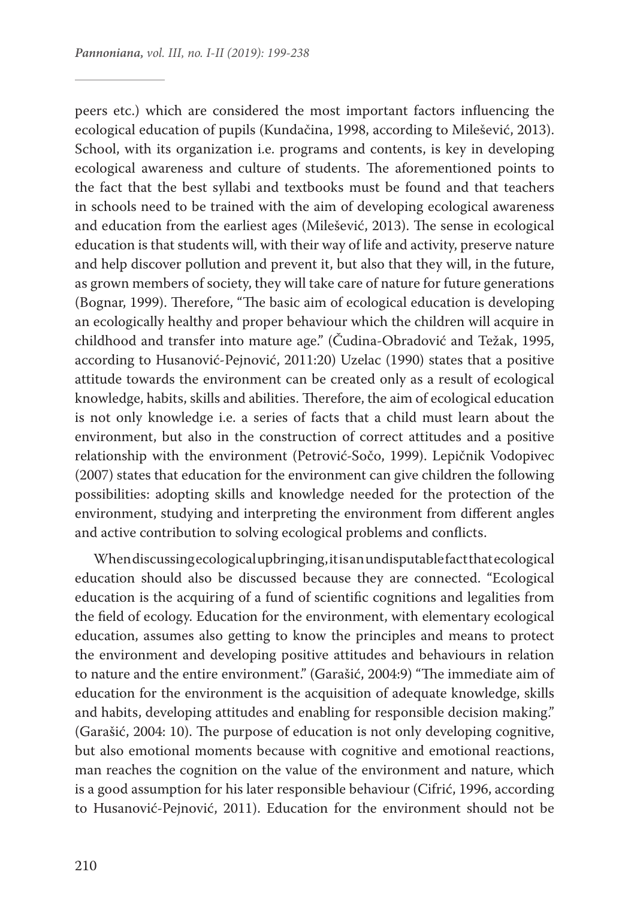peers etc.) which are considered the most important factors influencing the ecological education of pupils (Kundačina, 1998, according to Milešević, 2013). School, with its organization i.e. programs and contents, is key in developing ecological awareness and culture of students. The aforementioned points to the fact that the best syllabi and textbooks must be found and that teachers in schools need to be trained with the aim of developing ecological awareness and education from the earliest ages (Milešević, 2013). The sense in ecological education is that students will, with their way of life and activity, preserve nature and help discover pollution and prevent it, but also that they will, in the future, as grown members of society, they will take care of nature for future generations (Bognar, 1999). Therefore, "The basic aim of ecological education is developing an ecologically healthy and proper behaviour which the children will acquire in childhood and transfer into mature age." (Čudina-Obradović and Težak, 1995, according to Husanović-Pejnović, 2011:20) Uzelac (1990) states that a positive attitude towards the environment can be created only as a result of ecological knowledge, habits, skills and abilities. Therefore, the aim of ecological education is not only knowledge i.e. a series of facts that a child must learn about the environment, but also in the construction of correct attitudes and a positive relationship with the environment (Petrović-Sočo, 1999). Lepičnik Vodopivec (2007) states that education for the environment can give children the following possibilities: adopting skills and knowledge needed for the protection of the environment, studying and interpreting the environment from different angles and active contribution to solving ecological problems and conflicts.

When discussing ecological upbringing, it is an undisputable fact that ecological education should also be discussed because they are connected. "Ecological education is the acquiring of a fund of scientific cognitions and legalities from the field of ecology. Education for the environment, with elementary ecological education, assumes also getting to know the principles and means to protect the environment and developing positive attitudes and behaviours in relation to nature and the entire environment." (Garašić, 2004:9) "The immediate aim of education for the environment is the acquisition of adequate knowledge, skills and habits, developing attitudes and enabling for responsible decision making." (Garašić, 2004: 10). The purpose of education is not only developing cognitive, but also emotional moments because with cognitive and emotional reactions, man reaches the cognition on the value of the environment and nature, which is a good assumption for his later responsible behaviour (Cifrić, 1996, according to Husanović-Pejnović, 2011). Education for the environment should not be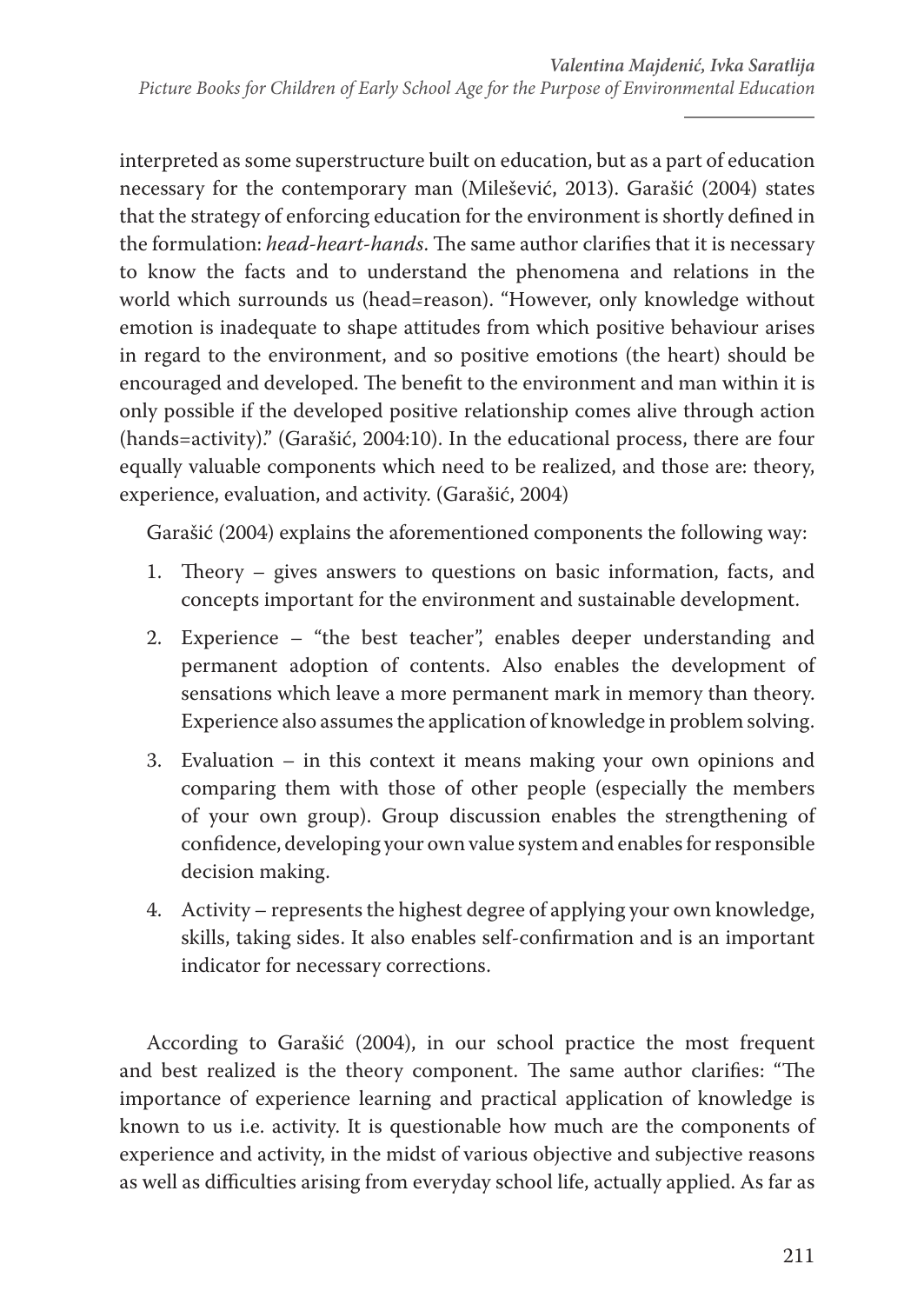interpreted as some superstructure built on education, but as a part of education necessary for the contemporary man (Mileševič, 2013). Garašić (2004) states that the strategy of enforcing education for the environment is shortly defined in the formulation: *head-heart-hands*. The same author clarifies that it is necessary to know the facts and to understand the phenomena and relations in the world which surrounds us (head=reason). "However, only knowledge without emotion is inadequate to shape attitudes from which positive behaviour arises in regard to the environment, and so positive emotions (the heart) should be encouraged and developed. The benefit to the environment and man within it is only possible if the developed positive relationship comes alive through action (hands=activity)." (Garašić, 2004:10). In the educational process, there are four equally valuable components which need to be realized, and those are: theory, experience, evaluation, and activity. (Garašić, 2004)

Garašić (2004) explains the aforementioned components the following way:

1. Theory – gives answers to questions on basic information, facts, and concepts important for the environment and sustainable development.
2. Experience – "the best teacher", enables deeper understanding and permanent adoption of contents. Also enables the development of sensations which leave a more permanent mark in memory than theory. Experience also assumes the application of knowledge in problem solving.
3. Evaluation – in this context it means making your own opinions and comparing them with those of other people (especially the members of your own group). Group discussion enables the strengthening of confidence, developing your own value system and enables for responsible decision making.
4. Activity – represents the highest degree of applying your own knowledge, skills, taking sides. It also enables self-confirmation and is an important indicator for necessary corrections.

According to Garašić (2004), in our school practice the most frequent and best realized is the theory component. The same author clarifies: "The importance of experience learning and practical application of knowledge is known to us i.e. activity. It is questionable how much are the components of experience and activity, in the midst of various objective and subjective reasons as well as difficulties arising from everyday school life, actually applied. As far as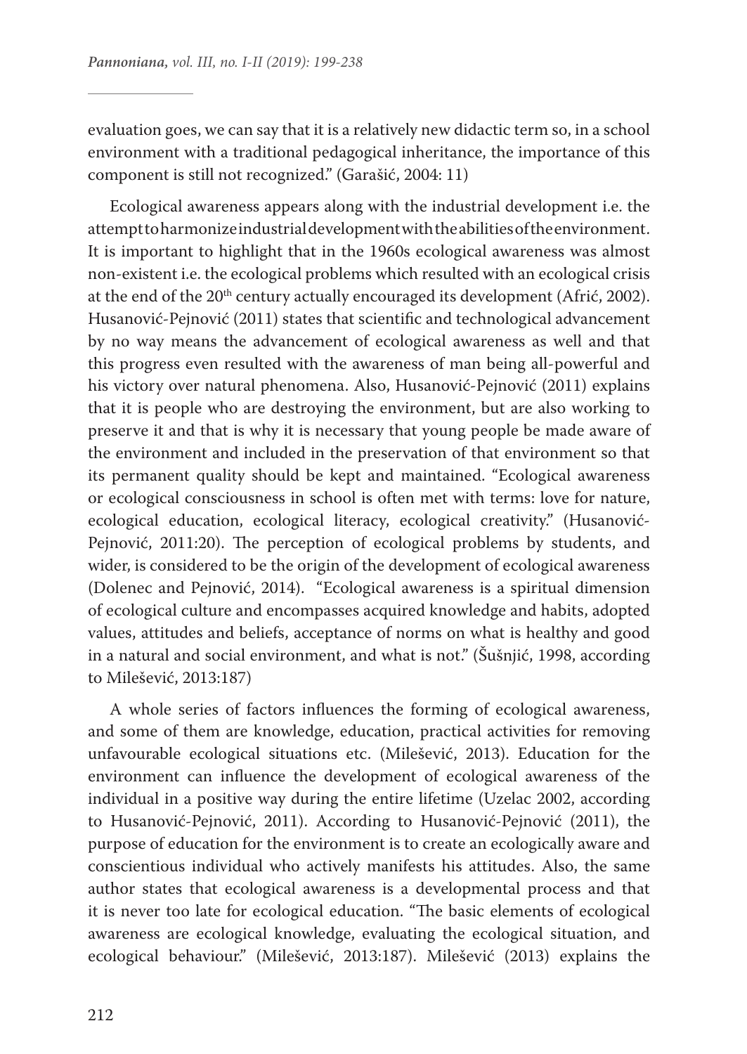evaluation goes, we can say that it is a relatively new didactic term so, in a school environment with a traditional pedagogical inheritance, the importance of this component is still not recognized." (Garašić, 2004: 11)

Ecological awareness appears along with the industrial development i.e. the attempt to harmonize industrial development with the abilities of the environment. It is important to highlight that in the 1960s ecological awareness was almost non-existent i.e. the ecological problems which resulted with an ecological crisis at the end of the 20th century actually encouraged its development (Afrić, 2002). Husanović-Pejnović (2011) states that scientific and technological advancement by no way means the advancement of ecological awareness as well and that this progress even resulted with the awareness of man being all-powerful and his victory over natural phenomena. Also, Husanović-Pejnović (2011) explains that it is people who are destroying the environment, but are also working to preserve it and that is why it is necessary that young people be made aware of the environment and included in the preservation of that environment so that its permanent quality should be kept and maintained. "Ecological awareness or ecological consciousness in school is often met with terms: love for nature, ecological education, ecological literacy, ecological creativity." (Husanović-Pejnović, 2011:20). The perception of ecological problems by students, and wider, is considered to be the origin of the development of ecological awareness (Dolenec and Pejnović, 2014). "Ecological awareness is a spiritual dimension of ecological culture and encompasses acquired knowledge and habits, adopted values, attitudes and beliefs, acceptance of norms on what is healthy and good in a natural and social environment, and what is not." (Šušnjić, 1998, according to Milešević, 2013:187)

A whole series of factors influences the forming of ecological awareness, and some of them are knowledge, education, practical activities for removing unfavourable ecological situations etc. (Milešević, 2013). Education for the environment can influence the development of ecological awareness of the individual in a positive way during the entire lifetime (Uzelac 2002, according to Husanović-Pejnović, 2011). According to Husanović-Pejnović (2011), the purpose of education for the environment is to create an ecologically aware and conscientious individual who actively manifests his attitudes. Also, the same author states that ecological awareness is a developmental process and that it is never too late for ecological education. "The basic elements of ecological awareness are ecological knowledge, evaluating the ecological situation, and ecological behaviour." (Milešević, 2013:187). Milešević (2013) explains the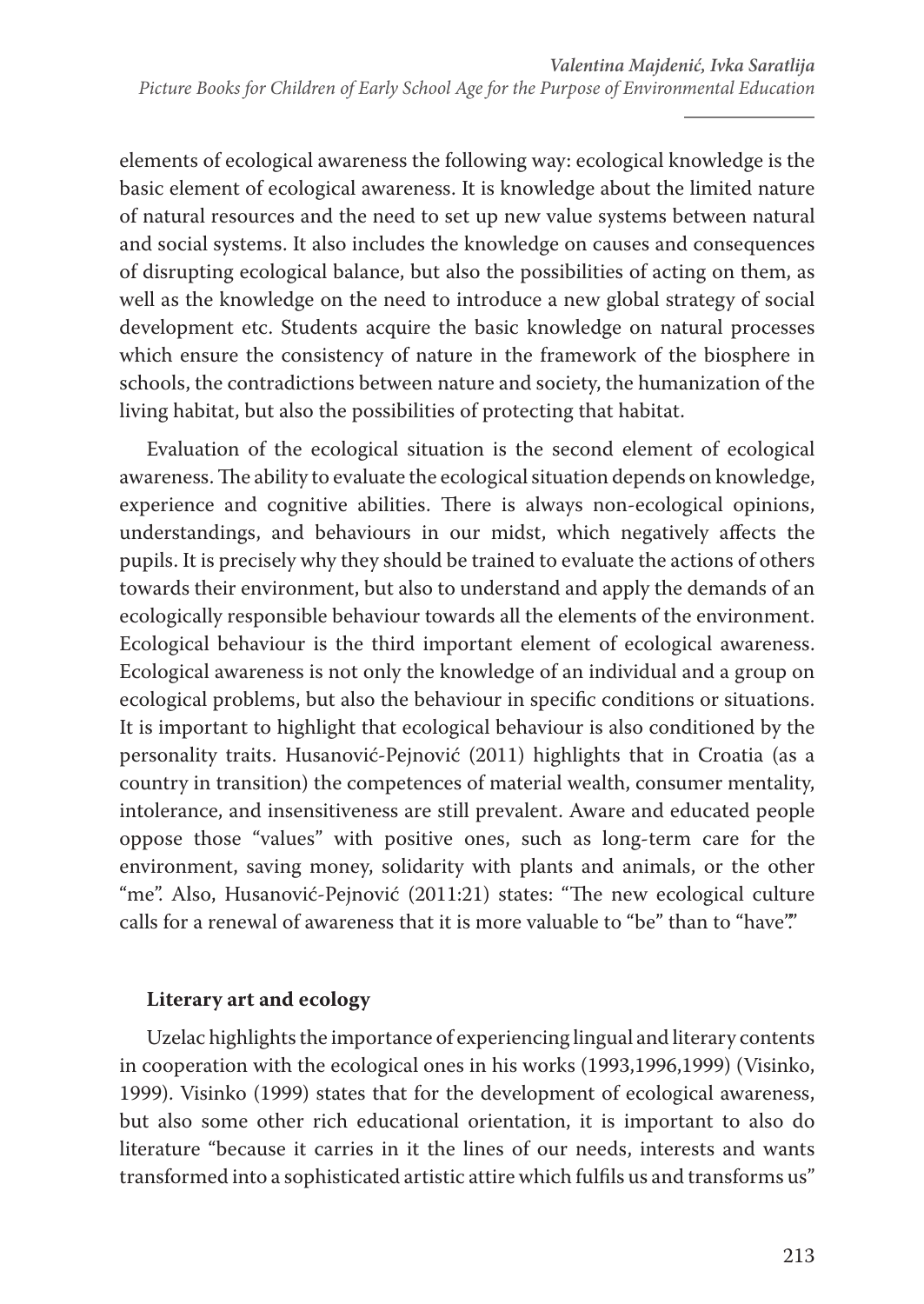elements of ecological awareness the following way: ecological knowledge is the basic element of ecological awareness. It is knowledge about the limited nature of natural resources and the need to set up new value systems between natural and social systems. It also includes the knowledge on causes and consequences of disrupting ecological balance, but also the possibilities of acting on them, as well as the knowledge on the need to introduce a new global strategy of social development etc. Students acquire the basic knowledge on natural processes which ensure the consistency of nature in the framework of the biosphere in schools, the contradictions between nature and society, the humanization of the living habitat, but also the possibilities of protecting that habitat.

Evaluation of the ecological situation is the second element of ecological awareness. The ability to evaluate the ecological situation depends on knowledge, experience and cognitive abilities. There is always non-ecological opinions, understandings, and behaviours in our midst, which negatively affects the pupils. It is precisely why they should be trained to evaluate the actions of others towards their environment, but also to understand and apply the demands of an ecologically responsible behaviour towards all the elements of the environment. Ecological behaviour is the third important element of ecological awareness. Ecological awareness is not only the knowledge of an individual and a group on ecological problems, but also the behaviour in specific conditions or situations. It is important to highlight that ecological behaviour is also conditioned by the personality traits. Husanović-Pejnović (2011) highlights that in Croatia (as a country in transition) the competences of material wealth, consumer mentality, intolerance, and insensitiveness are still prevalent. Aware and educated people oppose those "values" with positive ones, such as long-term care for the environment, saving money, solidarity with plants and animals, or the other "me". Also, Husanović-Pejnović (2011:21) states: "The new ecological culture calls for a renewal of awareness that it is more valuable to "be" than to "have"."

**Literary art and ecology**

Uzelac highlights the importance of experiencing lingual and literary contents in cooperation with the ecological ones in his works (1993,1996,1999) (Visinko, 1999). Visinko (1999) states that for the development of ecological awareness, but also some other rich educational orientation, it is important to also do literature "because it carries in it the lines of our needs, interests and wants transformed into a sophisticated artistic attire which fulfils us and transforms us"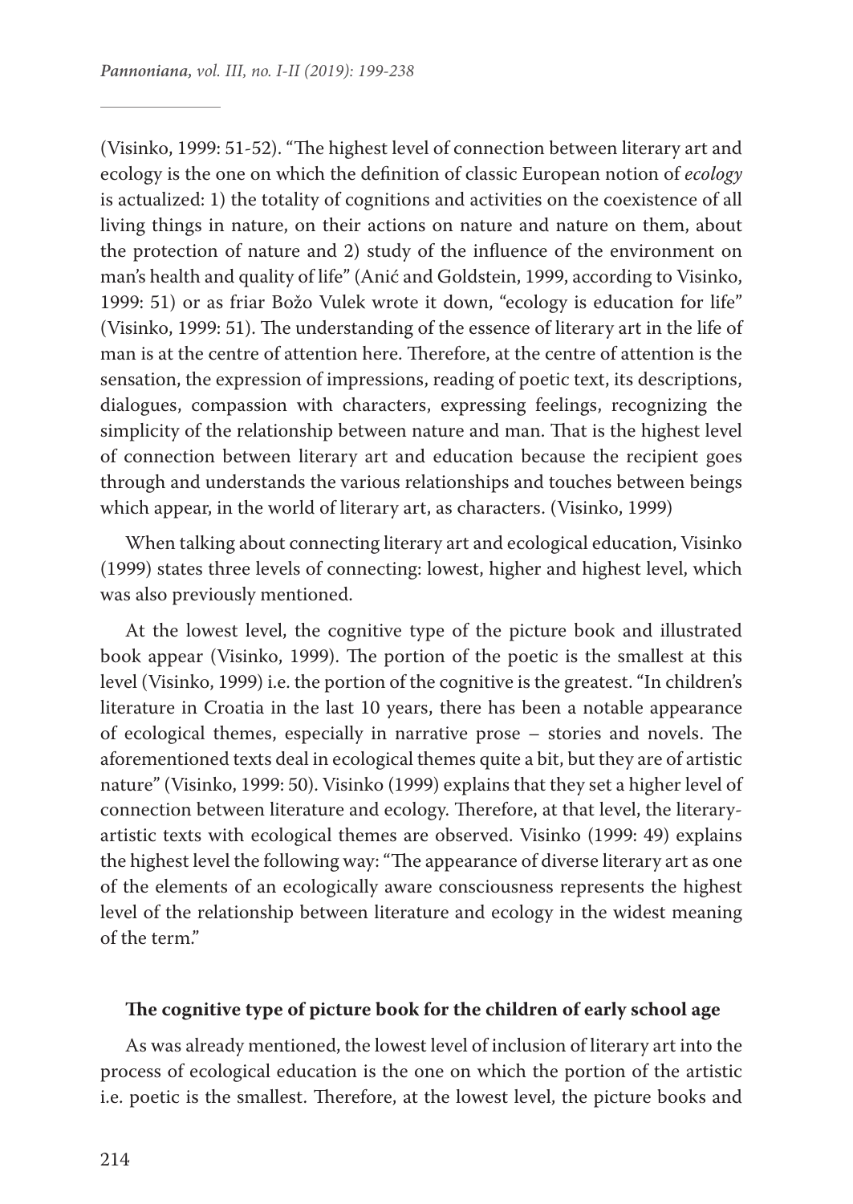(Visinko, 1999: 51-52). "The highest level of connection between literary art and ecology is the one on which the definition of classic European notion of *ecology* is actualized: 1) the totality of cognitions and activities on the coexistence of all living things in nature, on their actions on nature and nature on them, about the protection of nature and 2) study of the influence of the environment on man's health and quality of life" (Anić and Goldstein, 1999, according to Visinko, 1999: 51) or as friar Božo Vulek wrote it down, "ecology is education for life" (Visinko, 1999: 51). The understanding of the essence of literary art in the life of man is at the centre of attention here. Therefore, at the centre of attention is the sensation, the expression of impressions, reading of poetic text, its descriptions, dialogues, compassion with characters, expressing feelings, recognizing the simplicity of the relationship between nature and man. That is the highest level of connection between literary art and education because the recipient goes through and understands the various relationships and touches between beings which appear, in the world of literary art, as characters. (Visinko, 1999)

When talking about connecting literary art and ecological education, Visinko (1999) states three levels of connecting: lowest, higher and highest level, which was also previously mentioned.

At the lowest level, the cognitive type of the picture book and illustrated book appear (Visinko, 1999). The portion of the poetic is the smallest at this level (Visinko, 1999) i.e. the portion of the cognitive is the greatest. "In children's literature in Croatia in the last 10 years, there has been a notable appearance of ecological themes, especially in narrative prose – stories and novels. The aforementioned texts deal in ecological themes quite a bit, but they are of artistic nature" (Visinko, 1999: 50). Visinko (1999) explains that they set a higher level of connection between literature and ecology. Therefore, at that level, the literary-artistic texts with ecological themes are observed. Visinko (1999: 49) explains the highest level the following way: "The appearance of diverse literary art as one of the elements of an ecologically aware consciousness represents the highest level of the relationship between literature and ecology in the widest meaning of the term."

## The cognitive type of picture book for the children of early school age

As was already mentioned, the lowest level of inclusion of literary art into the process of ecological education is the one on which the portion of the artistic i.e. poetic is the smallest. Therefore, at the lowest level, the picture books and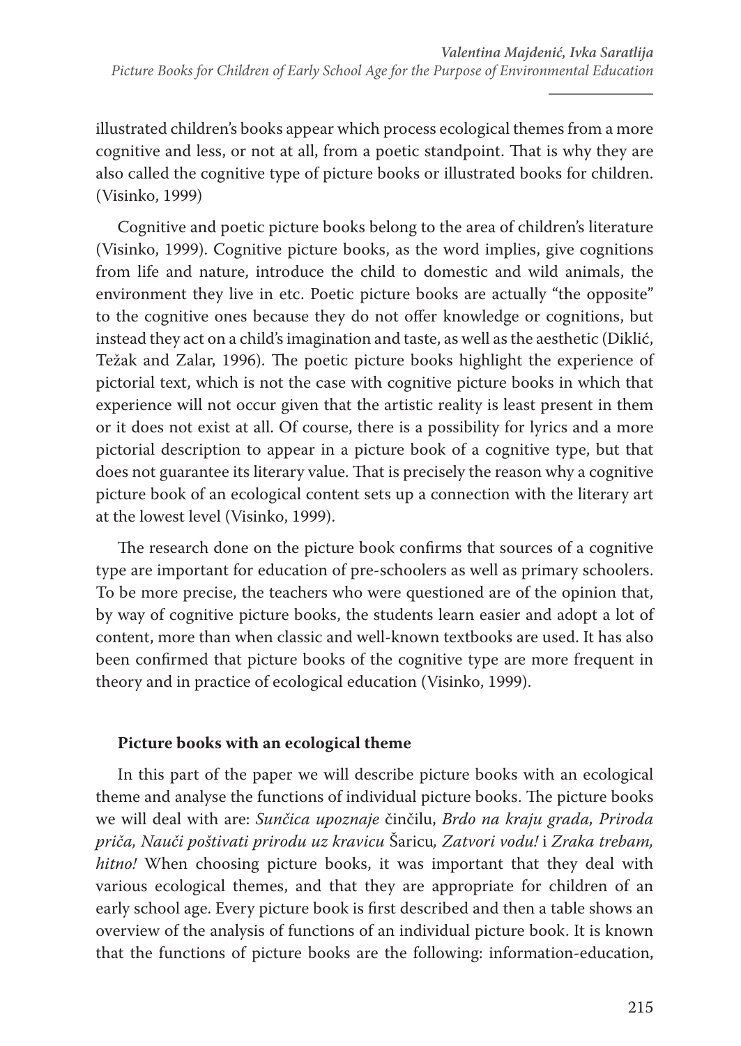illustrated children's books appear which process ecological themes from a more cognitive and less, or not at all, from a poetic standpoint. That is why they are also called the cognitive type of picture books or illustrated books for children. (Visinko, 1999)

Cognitive and poetic picture books belong to the area of children's literature (Visinko, 1999). Cognitive picture books, as the word implies, give cognitions from life and nature, introduce the child to domestic and wild animals, the environment they live in etc. Poetic picture books are actually "the opposite" to the cognitive ones because they do not offer knowledge or cognitions, but instead they act on a child's imagination and taste, as well as the aesthetic (Diklić, Težak and Zalar, 1996). The poetic picture books highlight the experience of pictorial text, which is not the case with cognitive picture books in which that experience will not occur given that the artistic reality is least present in them or it does not exist at all. Of course, there is a possibility for lyrics and a more pictorial description to appear in a picture book of a cognitive type, but that does not guarantee its literary value. That is precisely the reason why a cognitive picture book of an ecological content sets up a connection with the literary art at the lowest level (Visinko, 1999).

The research done on the picture book confirms that sources of a cognitive type are important for education of pre-schoolers as well as primary schoolers. To be more precise, the teachers who were questioned are of the opinion that, by way of cognitive picture books, the students learn easier and adopt a lot of content, more than when classic and well-known textbooks are used. It has also been confirmed that picture books of the cognitive type are more frequent in theory and in practice of ecological education (Visinko, 1999).

### Picture books with an ecological theme

In this part of the paper we will describe picture books with an ecological theme and analyse the functions of individual picture books. The picture books we will deal with are: *Sunčica upoznaje* činčilu, *Brdo na kraju grada, Priroda priča, Nauči poštivati prirodu uz kravicu* Šaricu*, Zatvori vodu!* i *Zraka trebam, hitno!* When choosing picture books, it was important that they deal with various ecological themes, and that they are appropriate for children of an early school age. Every picture book is first described and then a table shows an overview of the analysis of functions of an individual picture book. It is known that the functions of picture books are the following: information-education,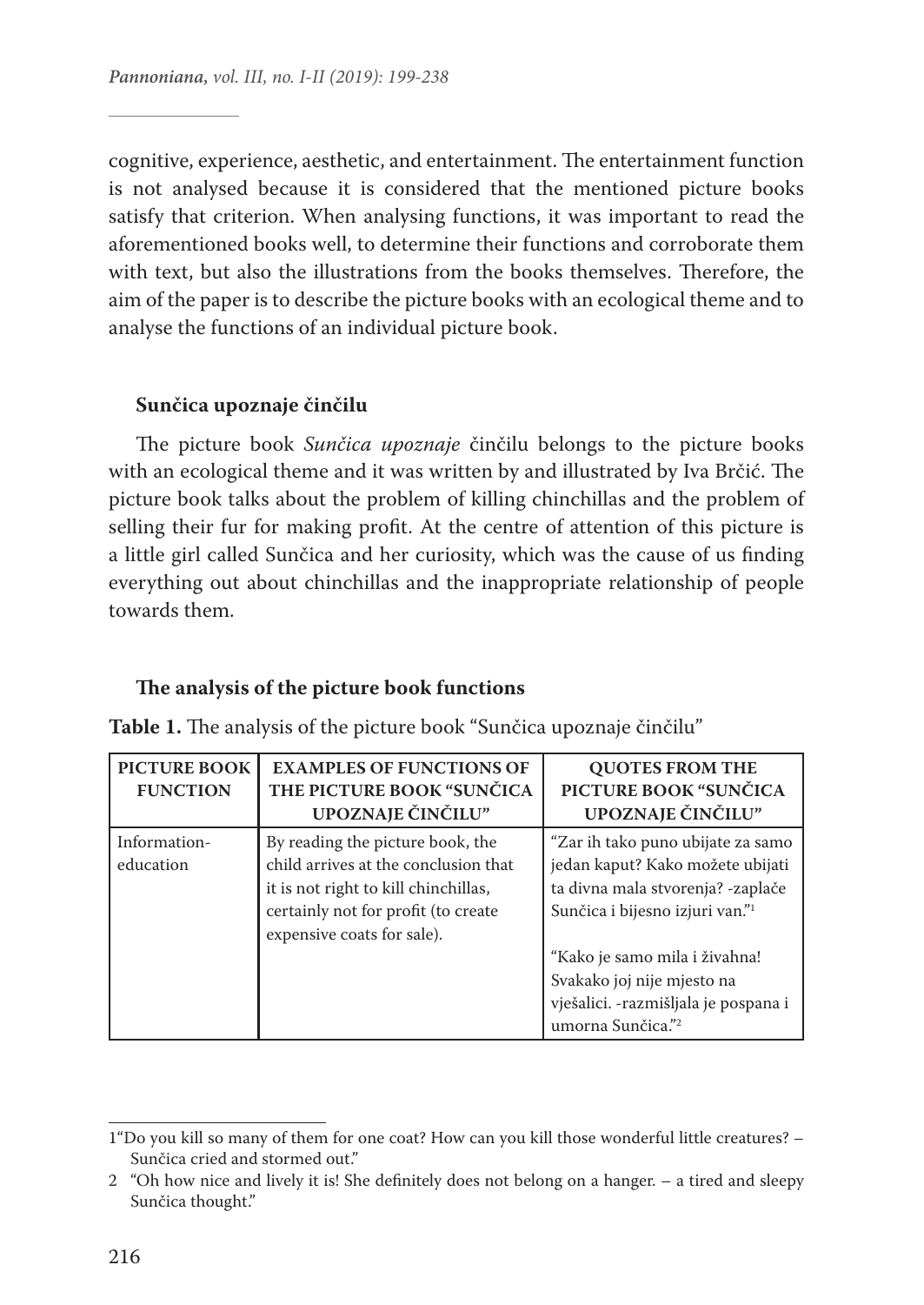cognitive, experience, aesthetic, and entertainment. The entertainment function is not analysed because it is considered that the mentioned picture books satisfy that criterion. When analysing functions, it was important to read the aforementioned books well, to determine their functions and corroborate them with text, but also the illustrations from the books themselves. Therefore, the aim of the paper is to describe the picture books with an ecological theme and to analyse the functions of an individual picture book.

### Sunčica upoznaje činčilu

The picture book *Sunčica upoznaje* činčilu belongs to the picture books with an ecological theme and it was written by and illustrated by Iva Brčić. The picture book talks about the problem of killing chinchillas and the problem of selling their fur for making profit. At the centre of attention of this picture is a little girl called Sunčica and her curiosity, which was the cause of us finding everything out about chinchillas and the inappropriate relationship of people towards them.

### The analysis of the picture book functions

**Table 1.** The analysis of the picture book "Sunčica upoznaje činčilu"

| PICTURE BOOK FUNCTION | EXAMPLES OF FUNCTIONS OF THE PICTURE BOOK "SUNČICA UPOZNAJE ČINČILU" | QUOTES FROM THE PICTURE BOOK "SUNČICA UPOZNAJE ČINČILU" |
|---|---|---|
| Information-education | By reading the picture book, the child arrives at the conclusion that it is not right to kill chinchillas, certainly not for profit (to create expensive coats for sale). | "Zar ih tako puno ubijate za samo jedan kaput? Kako možete ubijati ta divna mala stvorenja? -zaplače Sunčica i bijesno izjuri van."[1]<br><br>"Kako je samo mila i živahna! Svakako joj nije mjesto na vješalici. -razmišljala je pospana i umorna Sunčica."[2] |

1 "Do you kill so many of them for one coat? How can you kill those wonderful little creatures? – Sunčica cried and stormed out."

2 "Oh how nice and lively it is! She definitely does not belong on a hanger. – a tired and sleepy Sunčica thought."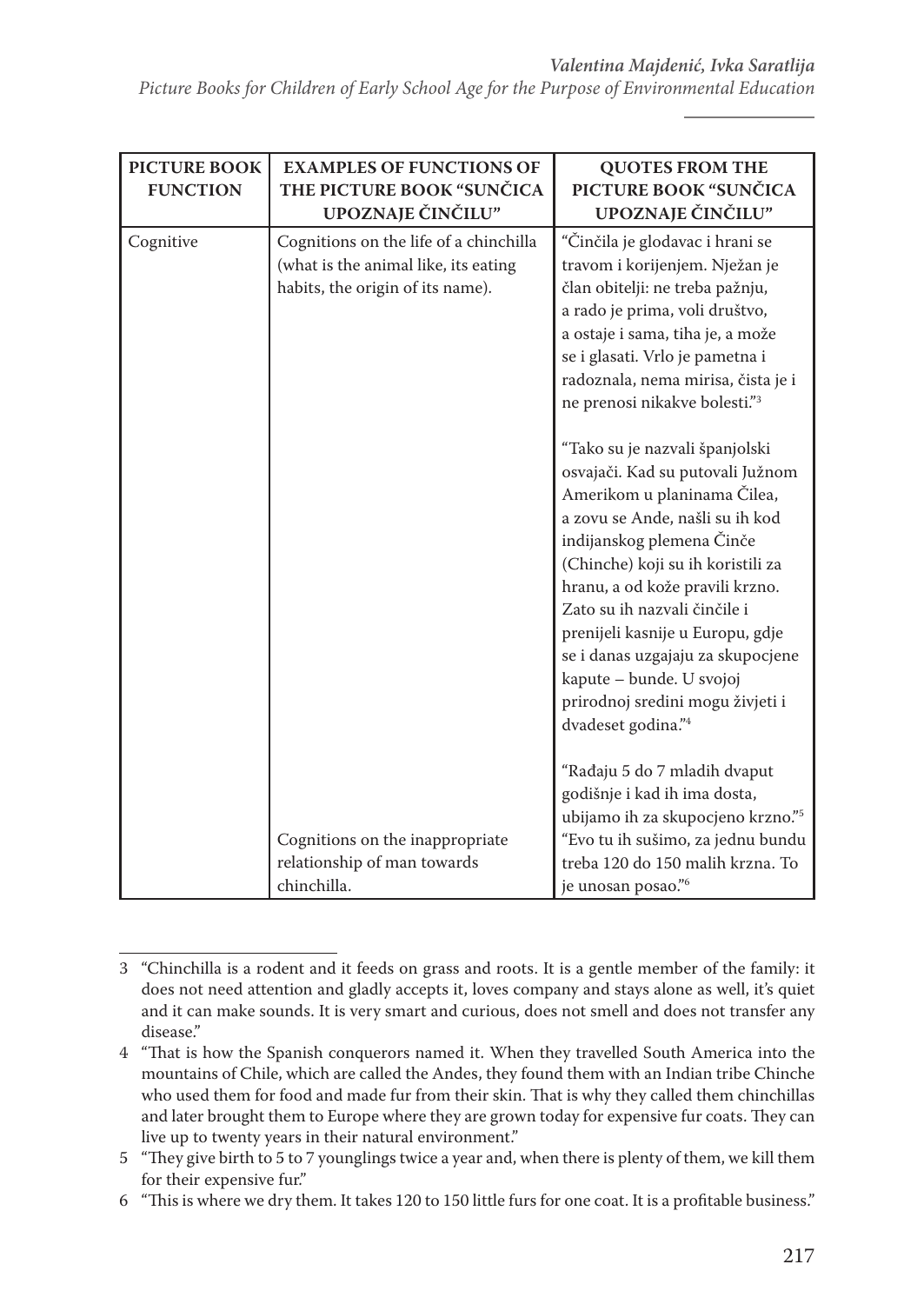| PICTURE BOOK FUNCTION | EXAMPLES OF FUNCTIONS OF THE PICTURE BOOK "SUNČICA UPOZNAJE ČINČILU" | QUOTES FROM THE PICTURE BOOK "SUNČICA UPOZNAJE ČINČILU" |
|---|---|---|
| Cognitive | Cognitions on the life of a chinchilla (what is the animal like, its eating habits, the origin of its name). | "Čińčila je glodavac i hrani se travom i korijenjem. Nježan je član obitelji: ne treba pažnju, a rado je prima, voli društvo, a ostaje i sama, tiha je, a može se i glasati. Vrlo je pametna i radoznala, nema mirisa, čista je i ne prenosi nikakve bolesti."[3] |
| | | "Tako su je nazvali španjolski osvajači. Kad su putovali Južnom Amerikom u planinama Čilea, a zovu se Ande, našli su ih kod indijanskog plemena Činče (Chinche) koji su ih koristili za hranu, a od kože pravili krzno. Zato su ih nazvali činčile i prenijeli kasnije u Europu, gdje se i danas uzgajaju za skupocjene kapute – bunde. U svojoj prirodnoj sredini mogu živjeti i dvadeset godina."[4] |
| | | "Rađaju 5 do 7 mladih dvaput godišnje i kad ih ima dosta, ubijamo ih za skupocjeno krzno."[5] |
| | Cognitions on the inappropriate relationship of man towards chinchilla. | "Evo tu ih sušimo, za jednu bundu treba 120 do 150 malih krzna. To je unosan posao."[6] |

3 "Chinchilla is a rodent and it feeds on grass and roots. It is a gentle member of the family: it does not need attention and gladly accepts it, loves company and stays alone as well, it's quiet and it can make sounds. It is very smart and curious, does not smell and does not transfer any disease."

4 "That is how the Spanish conquerors named it. When they travelled South America into the mountains of Chile, which are called the Andes, they found them with an Indian tribe Chinche who used them for food and made fur from their skin. That is why they called them chinchillas and later brought them to Europe where they are grown today for expensive fur coats. They can live up to twenty years in their natural environment."

5 "They give birth to 5 to 7 younglings twice a year and, when there is plenty of them, we kill them for their expensive fur."

6 "This is where we dry them. It takes 120 to 150 little furs for one coat. It is a profitable business."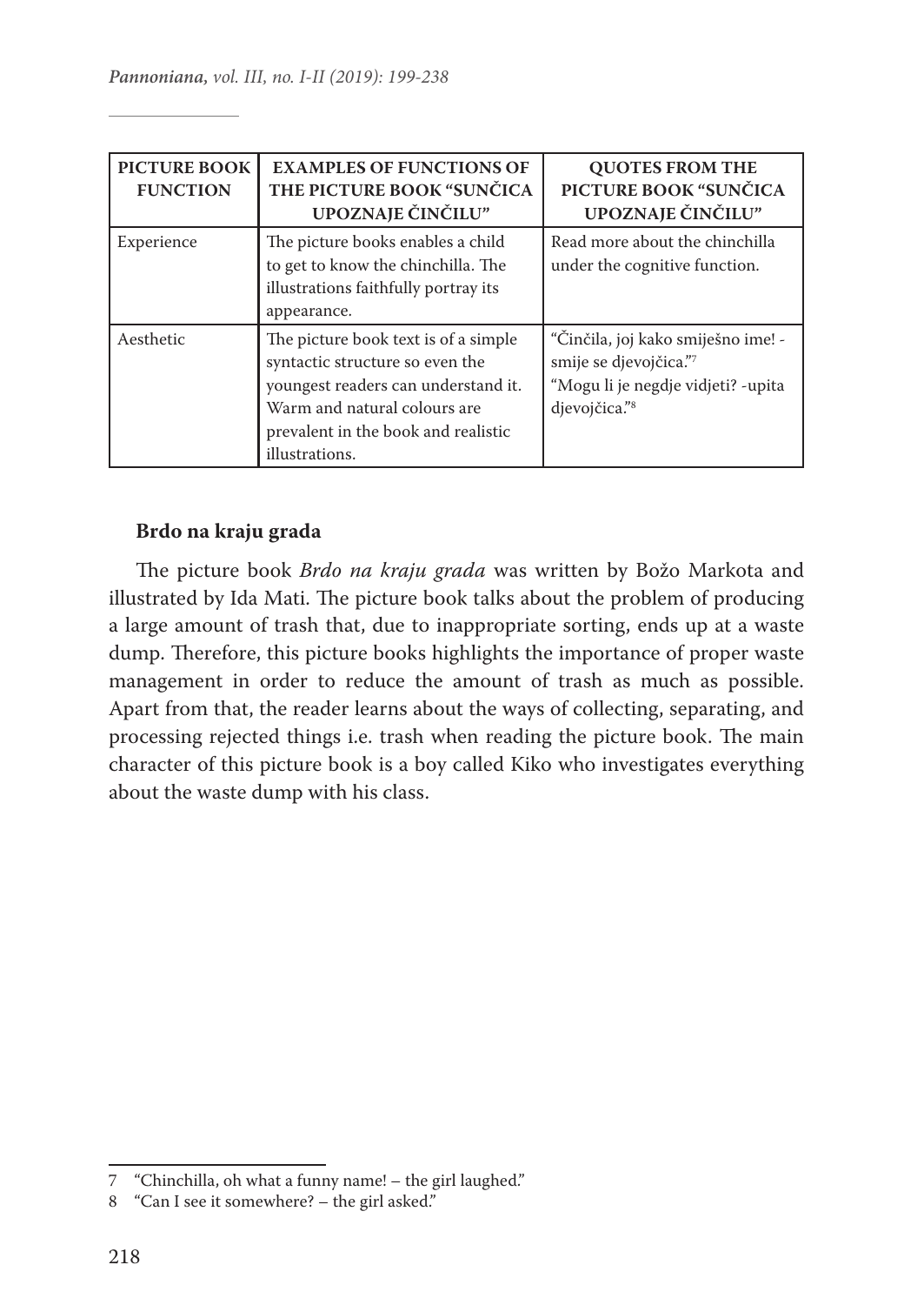| PICTURE BOOK FUNCTION | EXAMPLES OF FUNCTIONS OF THE PICTURE BOOK "SUNČICA UPOZNAJE ČINČILU" | QUOTES FROM THE PICTURE BOOK "SUNČICA UPOZNAJE ČINČILU" |
|---|---|---|
| Experience | The picture books enables a child to get to know the chinchilla. The illustrations faithfully portray its appearance. | Read more about the chinchilla under the cognitive function. |
| Aesthetic | The picture book text is of a simple syntactic structure so even the youngest readers can understand it. Warm and natural colours are prevalent in the book and realistic illustrations. | "Činčila, joj kako smiješno ime! - smije se djevojčica."[7] "Mogu li je negdje vidjeti? -upita djevojčica."[8] |

**Brdo na kraju grada**

The picture book *Brdo na kraju grada* was written by Božo Markota and illustrated by Ida Mati. The picture book talks about the problem of producing a large amount of trash that, due to inappropriate sorting, ends up at a waste dump. Therefore, this picture books highlights the importance of proper waste management in order to reduce the amount of trash as much as possible. Apart from that, the reader learns about the ways of collecting, separating, and processing rejected things i.e. trash when reading the picture book. The main character of this picture book is a boy called Kiko who investigates everything about the waste dump with his class.

---

7 "Chinchilla, oh what a funny name! – the girl laughed."

8 "Can I see it somewhere? – the girl asked."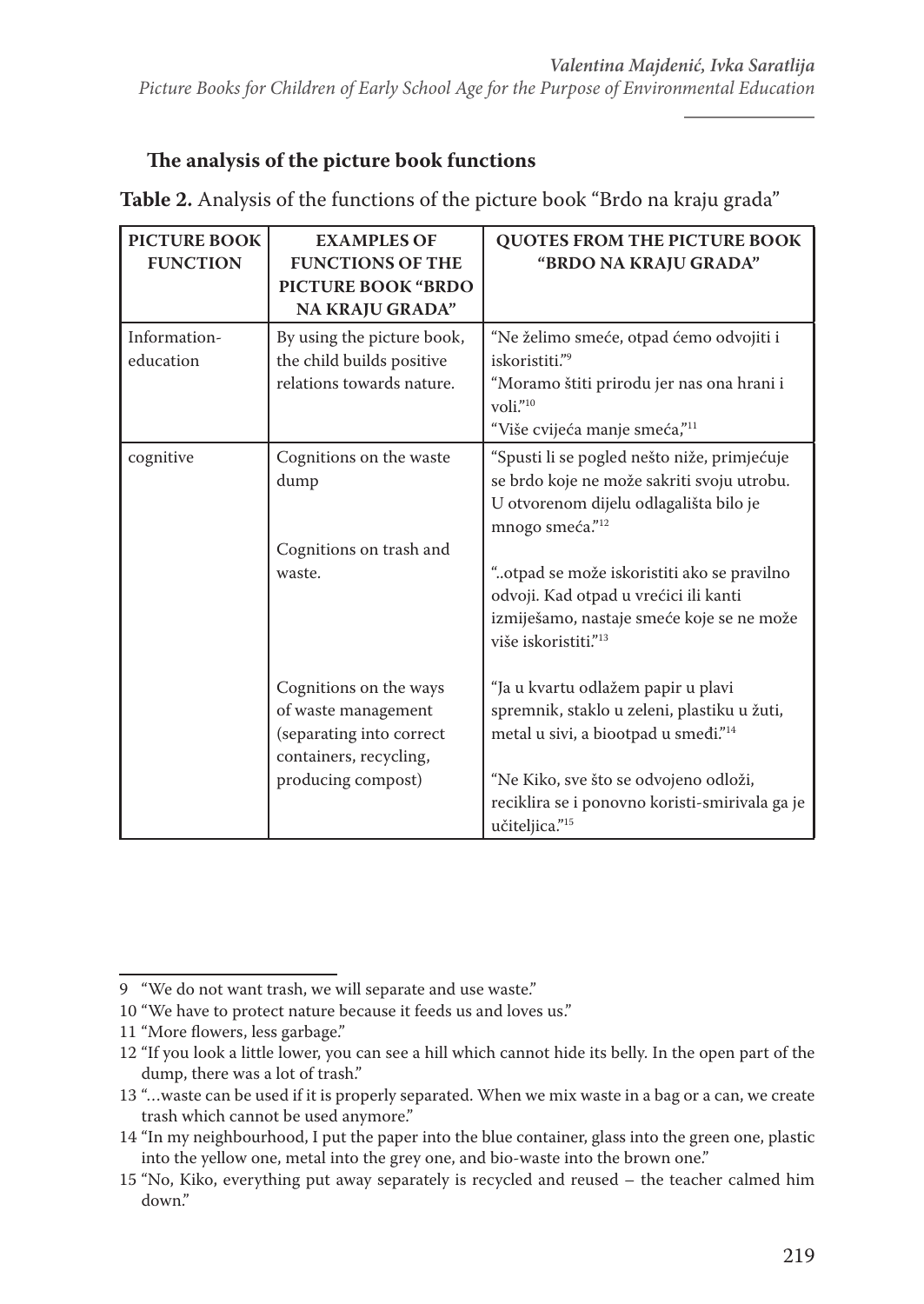### The analysis of the picture book functions

**Table 2.** Analysis of the functions of the picture book "Brdo na kraju grada"

| PICTURE BOOK FUNCTION | EXAMPLES OF FUNCTIONS OF THE PICTURE BOOK "BRDO NA KRAJU GRADA" | QUOTES FROM THE PICTURE BOOK "BRDO NA KRAJU GRADA" |
|---|---|---|
| Information-education | By using the picture book, the child builds positive relations towards nature. | "Ne želimo smeće, otpad ćemo odvojiti i iskoristiti."[9] "Moramo štiti prirodu jer nas ona hrani i voli."[10] "Više cvijeća manje smeća,"[11] |
| cognitive | Cognitions on the waste dump | "Spusti li se pogled nešto niže, primjećuje se brdo koje ne može sakriti svoju utrobu. U otvorenom dijelu odlagališta bilo je mnogo smeća."[12] |
| | Cognitions on trash and waste. | "..otpad se može iskoristiti ako se pravilno odvoji. Kad otpad u vrećici ili kanti izmiješamo, nastaje smeće koje se ne može više iskoristiti."[13] |
| | Cognitions on the ways of waste management (separating into correct containers, recycling, producing compost) | "Ja u kvartu odlažem papir u plavi spremnik, staklo u zeleni, plastiku u žuti, metal u sivi, a biootpad u smeđi."[14] "Ne Kiko, sve što se odvojeno odloži, reciklira se i ponovno koristi-smirivala ga je učiteljica."[15] |

9 "We do not want trash, we will separate and use waste."

10 "We have to protect nature because it feeds us and loves us."

11 "More flowers, less garbage."

12 "If you look a little lower, you can see a hill which cannot hide its belly. In the open part of the dump, there was a lot of trash."

13 "…waste can be used if it is properly separated. When we mix waste in a bag or a can, we create trash which cannot be used anymore."

14 "In my neighbourhood, I put the paper into the blue container, glass into the green one, plastic into the yellow one, metal into the grey one, and bio-waste into the brown one."

15 "No, Kiko, everything put away separately is recycled and reused – the teacher calmed him down."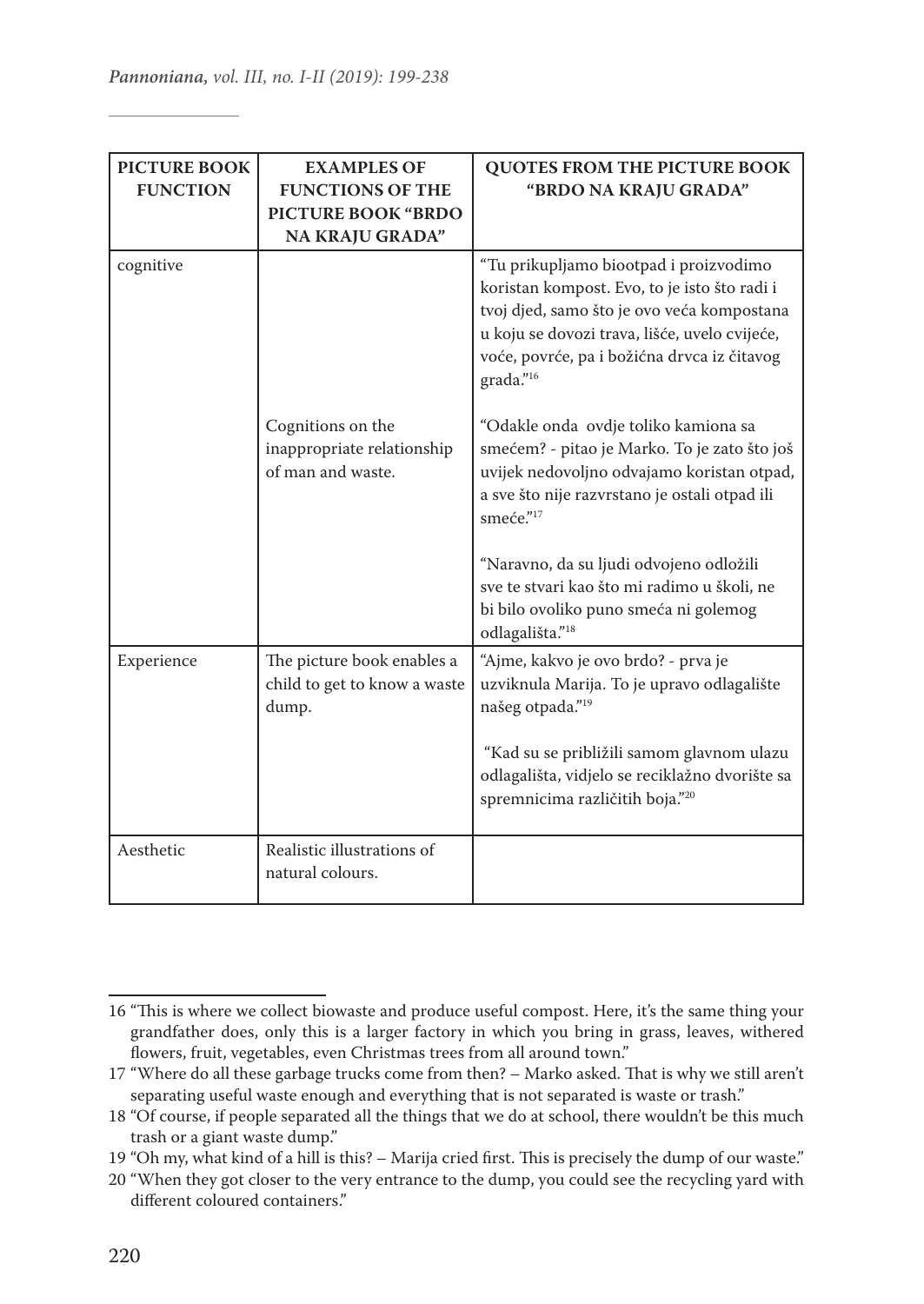| PICTURE BOOK FUNCTION | EXAMPLES OF FUNCTIONS OF THE PICTURE BOOK "BRDO NA KRAJU GRADA" | QUOTES FROM THE PICTURE BOOK "BRDO NA KRAJU GRADA" |
|---|---|---|
| cognitive | | "Tu prikupljamo biootpad i proizvodimo koristan kompost. Evo, to je isto što radi i tvoj djed, samo što je ovo veća kompostana u koju se dovozi trava, lišće, uvelo cvijeće, voće, povrće, pa i božićna drvca iz čitavog grada."[16] |
| | Cognitions on the inappropriate relationship of man and waste. | "Odakle onda ovdje toliko kamiona sa smećem? - pitao je Marko. To je zato što još uvijek nedovoljno odvajamo koristan otpad, a sve što nije razvrstano je ostali otpad ili smeće."[17] "Naravno, da su ljudi odvojeno odložili sve te stvari kao što mi radimo u školi, ne bi bilo ovoliko puno smeća ni golemog odlagališta."[18] |
| Experience | The picture book enables a child to get to know a waste dump. | "Ajme, kakvo je ovo brdo? - prva je uzviknula Marija. To je upravo odlagalište našeg otpada."[19] "Kad su se približili samom glavnom ulazu odlagališta, vidjelo se reciklažno dvorište sa spremnicima različitih boja."[20] |
| Aesthetic | Realistic illustrations of natural colours. | |

16 "This is where we collect biowaste and produce useful compost. Here, it's the same thing your grandfather does, only this is a larger factory in which you bring in grass, leaves, withered flowers, fruit, vegetables, even Christmas trees from all around town."

17 "Where do all these garbage trucks come from then? – Marko asked. That is why we still aren't separating useful waste enough and everything that is not separated is waste or trash."

18 "Of course, if people separated all the things that we do at school, there wouldn't be this much trash or a giant waste dump."

19 "Oh my, what kind of a hill is this? – Marija cried first. This is precisely the dump of our waste."

20 "When they got closer to the very entrance to the dump, you could see the recycling yard with different coloured containers."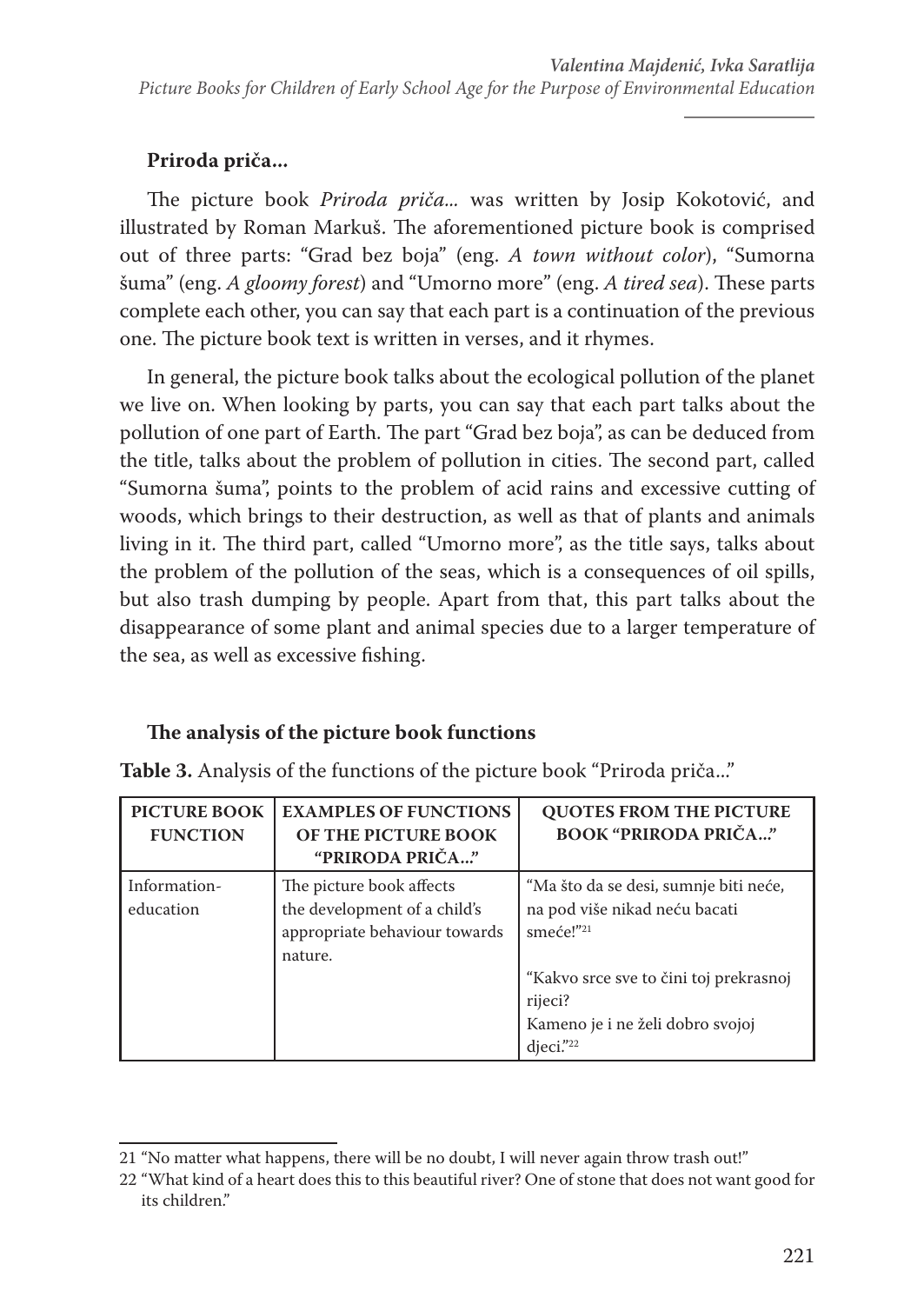## Priroda priča...

The picture book *Priroda priča...* was written by Josip Kokotović, and illustrated by Roman Markuš. The aforementioned picture book is comprised out of three parts: "Grad bez boja" (eng. *A town without color*), "Sumorna šuma" (eng. *A gloomy forest*) and "Umorno more" (eng. *A tired sea*). These parts complete each other, you can say that each part is a continuation of the previous one. The picture book text is written in verses, and it rhymes.

In general, the picture book talks about the ecological pollution of the planet we live on. When looking by parts, you can say that each part talks about the pollution of one part of Earth. The part "Grad bez boja", as can be deduced from the title, talks about the problem of pollution in cities. The second part, called "Sumorna šuma", points to the problem of acid rains and excessive cutting of woods, which brings to their destruction, as well as that of plants and animals living in it. The third part, called "Umorno more", as the title says, talks about the problem of the pollution of the seas, which is a consequences of oil spills, but also trash dumping by people. Apart from that, this part talks about the disappearance of some plant and animal species due to a larger temperature of the sea, as well as excessive fishing.

### The analysis of the picture book functions

**Table 3.** Analysis of the functions of the picture book "Priroda priča..."

| PICTURE BOOK FUNCTION | EXAMPLES OF FUNCTIONS OF THE PICTURE BOOK "PRIRODA PRIČA..." | QUOTES FROM THE PICTURE BOOK "PRIRODA PRIČA..." |
|---|---|---|
| Information-education | The picture book affects the development of a child's appropriate behaviour towards nature. | "Ma što da se desi, sumnje biti neće, na pod više nikad neću bacati smeće!"[21]<br><br>"Kakvo srce sve to čini toj prekrasnoj rijeci? Kameno je i ne želi dobro svojoj djeci."[22] |

21 "No matter what happens, there will be no doubt, I will never again throw trash out!"

22 "What kind of a heart does this to this beautiful river? One of stone that does not want good for its children."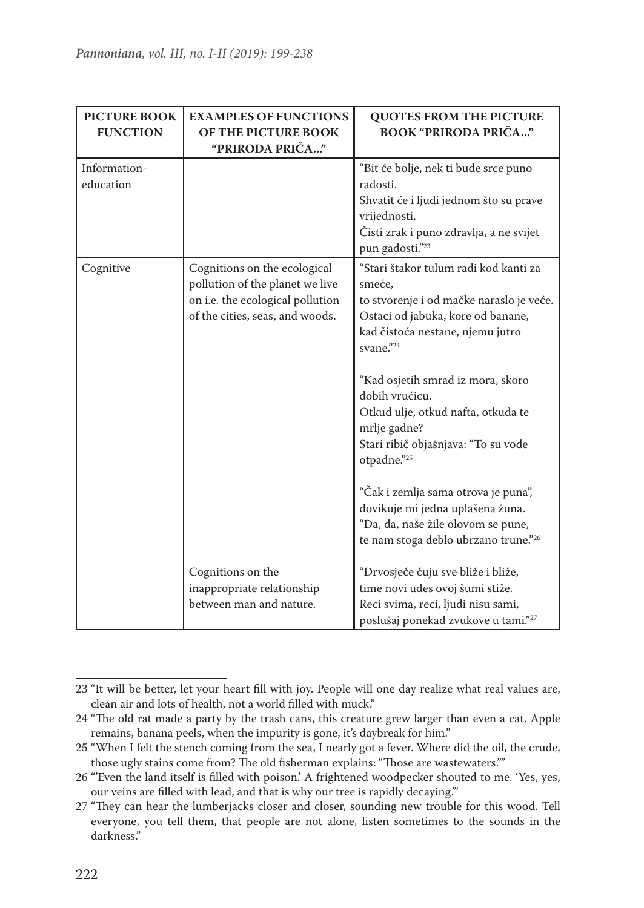| PICTURE BOOK FUNCTION | EXAMPLES OF FUNCTIONS OF THE PICTURE BOOK "PRIRODA PRIČA..." | QUOTES FROM THE PICTURE BOOK "PRIRODA PRIČA..." |
|---|---|---|
| Information-education | | "Bit će bolje, nek ti bude srce puno radosti.<br>Shvatit će i ljudi jednom što su prave vrijednosti,<br>Čisti zrak i puno zdravlja, a ne svijet pun gadosti."[23] |
| Cognitive | Cognitions on the ecological pollution of the planet we live on i.e. the ecological pollution of the cities, seas, and woods. | "Stari štakor tulum radi kod kanti za smeće,<br>to stvorenje i od mačke naraslo je veće.<br>Ostaci od jabuka, kore od banane,<br>kad čistoća nestane, njemu jutro svane."[24]<br><br>"Kad osjetih smrad iz mora, skoro dobih vrućicu.<br>Otkud ulje, otkud nafta, otkuda te mrlje gadne?<br>Stari ribič objašnjava: "To su vode otpadne."[25]<br><br>"Čak i zemlja sama otrova je puna",<br>dovikuje mi jedna uplašena žuna.<br>"Da, da, naše žile olovom se pune,<br>te nam stoga deblo ubrzano trune."[26] |
| | Cognitions on the inappropriate relationship between man and nature. | "Drvosječe čuju sve bliže i bliže,<br>time novi udes ovoj šumi stiže.<br>Reci svima, reci, ljudi nisu sami,<br>poslušaj ponekad zvukove u tami."[27] |

23 "It will be better, let your heart fill with joy. People will one day realize what real values are, clean air and lots of health, not a world filled with muck."

24 "The old rat made a party by the trash cans, this creature grew larger than even a cat. Apple remains, banana peels, when the impurity is gone, it's daybreak for him."

25 "When I felt the stench coming from the sea, I nearly got a fever. Where did the oil, the crude, those ugly stains come from? The old fisherman explains: "Those are wastewaters.""

26 "'Even the land itself is filled with poison.' A frightened woodpecker shouted to me. 'Yes, yes, our veins are filled with lead, and that is why our tree is rapidly decaying.'"

27 "They can hear the lumberjacks closer and closer, sounding new trouble for this wood. Tell everyone, you tell them, that people are not alone, listen sometimes to the sounds in the darkness."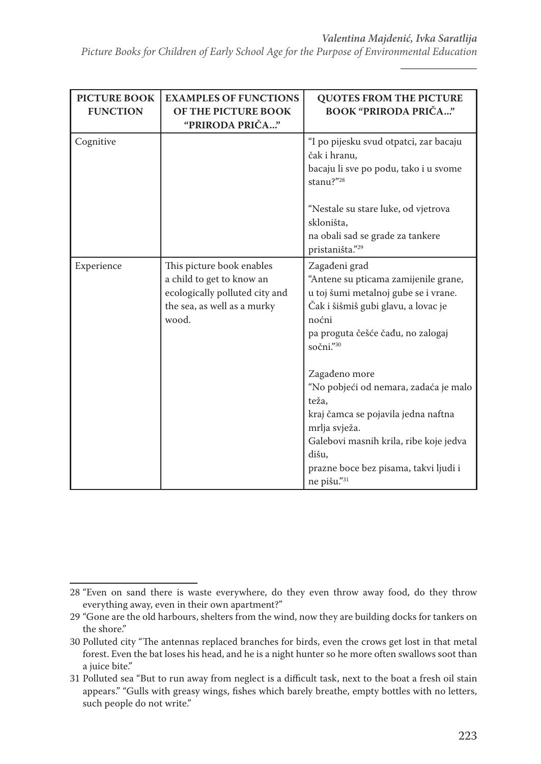| PICTURE BOOK FUNCTION | EXAMPLES OF FUNCTIONS OF THE PICTURE BOOK "PRIRODA PRIČA..." | QUOTES FROM THE PICTURE BOOK "PRIRODA PRIČA..." |
|---|---|---|
| Cognitive | | "I po pijesku svud otpatci, zar bacaju čak i hranu, bacaju li sve po podu, tako i u svome stanu?"[28]<br><br>"Nestale su stare luke, od vjetrova skloništa, na obali sad se grade za tankere pristaništa."[29] |
| Experience | This picture book enables a child to get to know an ecologically polluted city and the sea, as well as a murky wood. | Zagađeni grad<br>"Antene su pticama zamijenile grane, u toj šumi metalnoj gube se i vrane. Čak i šišmiš gubi glavu, a lovac je noćni pa proguta češće čađu, no zalogaj sočni."[30]<br><br>Zagađeno more<br>"No pobjeći od nemara, zadaća je malo teža, kraj čamca se pojavila jedna naftna mrlja svježa. Galebovi masnih krila, ribe koje jedva dišu, prazne boce bez pisama, takvi ljudi i ne pišu."[31] |

28 "Even on sand there is waste everywhere, do they even throw away food, do they throw everything away, even in their own apartment?"

29 "Gone are the old harbours, shelters from the wind, now they are building docks for tankers on the shore."

30 Polluted city "The antennas replaced branches for birds, even the crows get lost in that metal forest. Even the bat loses his head, and he is a night hunter so he more often swallows soot than a juice bite."

31 Polluted sea "But to run away from neglect is a difficult task, next to the boat a fresh oil stain appears." "Gulls with greasy wings, fishes which barely breathe, empty bottles with no letters, such people do not write."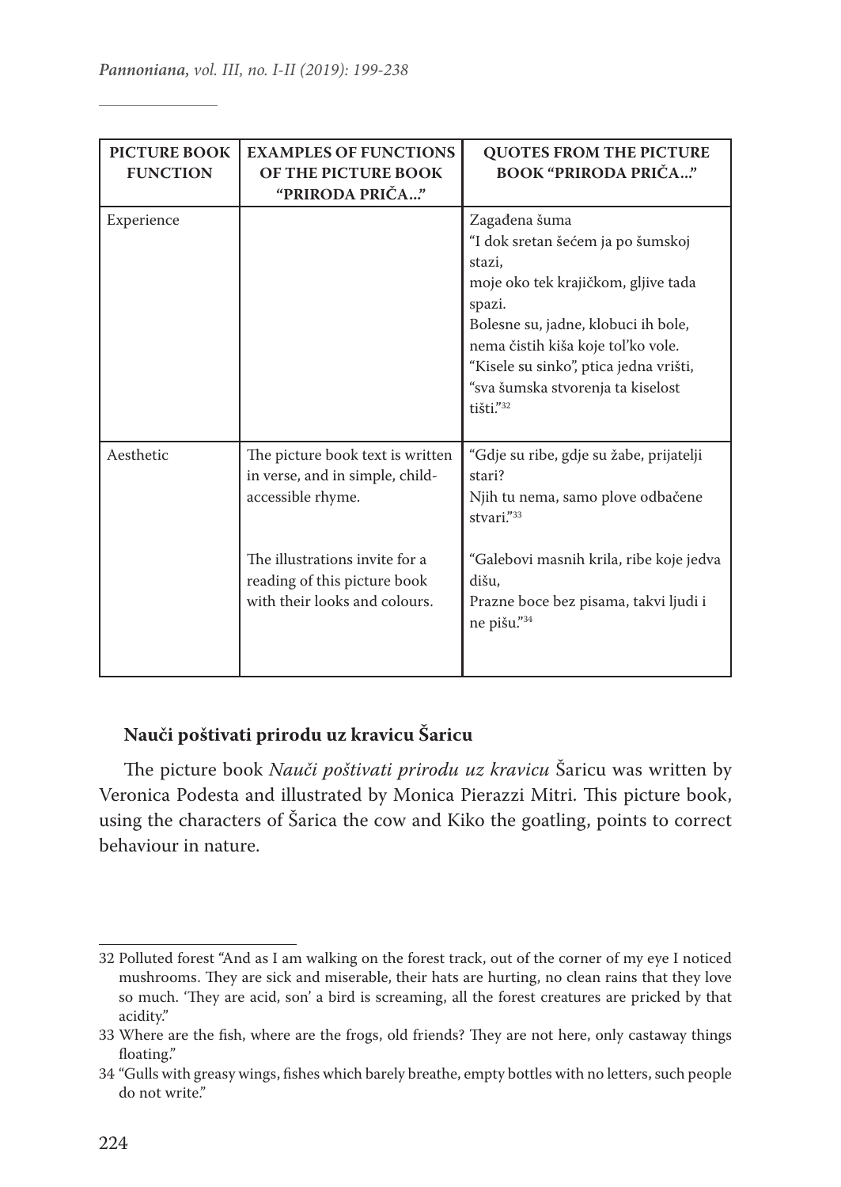| PICTURE BOOK FUNCTION | EXAMPLES OF FUNCTIONS OF THE PICTURE BOOK "PRIRODA PRIČA..." | QUOTES FROM THE PICTURE BOOK "PRIRODA PRIČA..." |
|---|---|---|
| Experience | | Zagađena šuma<br>"I dok sretan šećem ja po šumskoj stazi,<br>moje oko tek krajičkom, gljive tada spazi.<br>Bolesne su, jadne, klobuci ih bole,<br>nema čistih kiša koje tol'ko vole.<br>"Kisele su sinko", ptica jedna vrišti,<br>"sva šumska stvorenja ta kiselost tišti."[32] |
| Aesthetic | The picture book text is written in verse, and in simple, child-accessible rhyme.<br><br>The illustrations invite for a reading of this picture book with their looks and colours. | "Gdje su ribe, gdje su žabe, prijatelji stari?<br>Njih tu nema, samo plove odbačene stvari."[33]<br><br>"Galebovi masnih krila, ribe koje jedva dišu,<br>Prazne boce bez pisama, takvi ljudi i ne pišu."[34] |

**Nauči poštivati prirodu uz kravicu Šaricu**

The picture book *Nauči poštivati prirodu uz kravicu* Šaricu was written by Veronica Podesta and illustrated by Monica Pierazzi Mitri. This picture book, using the characters of Šarica the cow and Kiko the goatling, points to correct behaviour in nature.

---

32 Polluted forest "And as I am walking on the forest track, out of the corner of my eye I noticed mushrooms. They are sick and miserable, their hats are hurting, no clean rains that they love so much. 'They are acid, son' a bird is screaming, all the forest creatures are pricked by that acidity."

33 Where are the fish, where are the frogs, old friends? They are not here, only castaway things floating."

34 "Gulls with greasy wings, fishes which barely breathe, empty bottles with no letters, such people do not write."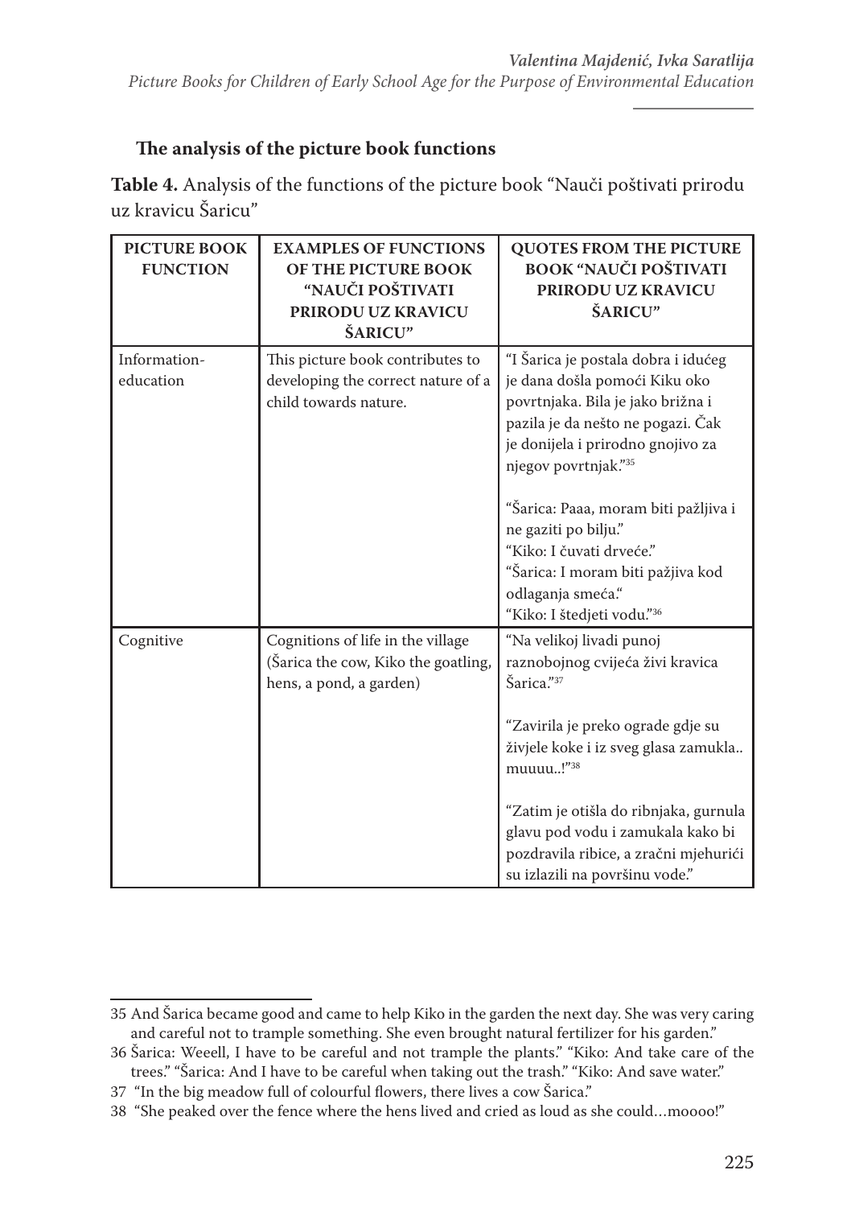**The analysis of the picture book functions**

**Table 4.** Analysis of the functions of the picture book "Nauči poštivati prirodu uz kravicu Šaricu"

| PICTURE BOOK FUNCTION | EXAMPLES OF FUNCTIONS OF THE PICTURE BOOK "NAUČI POŠTIVATI PRIRODU UZ KRAVICU ŠARICU" | QUOTES FROM THE PICTURE BOOK "NAUČI POŠTIVATI PRIRODU UZ KRAVICU ŠARICU" |
|---|---|---|
| Information-education | This picture book contributes to developing the correct nature of a child towards nature. | "I Šarica je postala dobra i idućeg je dana došla pomoći Kiku oko povrtnjaka. Bila je jako brižna i pazila je da nešto ne pogazi. Čak je donijela i prirodno gnojivo za njegov povrtnjak."[35]<br><br>"Šarica: Paaa, moram biti pažljiva i ne gaziti po bilju." "Kiko: I čuvati drveće." "Šarica: I moram biti pažjiva kod odlaganja smeća." "Kiko: I štedjeti vodu."[36] |
| Cognitive | Cognitions of life in the village (Šarica the cow, Kiko the goatling, hens, a pond, a garden) | "Na velikoj livadi punoj raznobojnog cvijeća živi kravica Šarica."[37]<br><br>"Zavirila je preko ograde gdje su živjele koke i iz sveg glasa zamukla.. muuuu..!"[38]<br><br>"Zatim je otišla do ribnjaka, gurnula glavu pod vodu i zamukala kako bi pozdravila ribice, a zračni mjehurići su izlazili na površinu vode." |

35 And Šarica became good and came to help Kiko in the garden the next day. She was very caring and careful not to trample something. She even brought natural fertilizer for his garden."

36 Šarica: Weeell, I have to be careful and not trample the plants." "Kiko: And take care of the trees." "Šarica: And I have to be careful when taking out the trash." "Kiko: And save water."

37 "In the big meadow full of colourful flowers, there lives a cow Šarica."

38 "She peaked over the fence where the hens lived and cried as loud as she could…moooo!"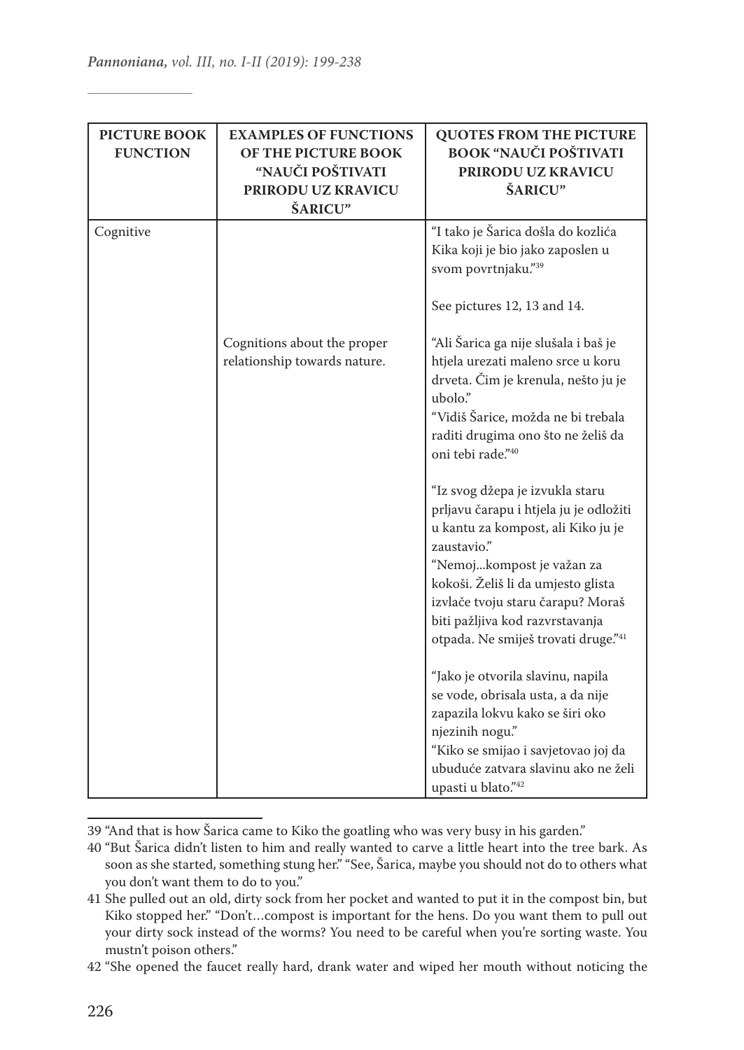| PICTURE BOOK FUNCTION | EXAMPLES OF FUNCTIONS OF THE PICTURE BOOK "NAUČI POŠTIVATI PRIRODU UZ KRAVICU ŠARICU" | QUOTES FROM THE PICTURE BOOK "NAUČI POŠTIVATI PRIRODU UZ KRAVICU ŠARICU" |
|---|---|---|
| Cognitive | | "I tako je Šarica došla do kozlića Kika koji je bio jako zaposlen u svom povrtnjaku."[39]<br><br>See pictures 12, 13 and 14. |
| | Cognitions about the proper relationship towards nature. | "Ali Šarica ga nije slušala i baš je htjela urezati maleno srce u koru drveta. Čim je krenula, nešto ju je ubolo."<br>"Vidiš Šarice, možda ne bi trebala raditi drugima ono što ne želiš da oni tebi rade."[40]<br><br>"Iz svog džepa je izvukla staru prljavu čarapu i htjela ju je odložiti u kantu za kompost, ali Kiko ju je zaustavio."<br>"Nemoj...kompost je važan za kokoši. Želiš li da umjesto glista izvlače tvoju staru čarapu? Moraš biti pažljiva kod razvrstavanja otpada. Ne smiješ trovati druge."[41]<br><br>"Jako je otvorila slavinu, napila se vode, obrisala usta, a da nije zapazila lokvu kako se širi oko njezinih nogu."<br>"Kiko se smijao i savjetovao joj da ubuduće zatvara slavinu ako ne želi upasti u blato."[42] |

39 "And that is how Šarica came to Kiko the goatling who was very busy in his garden."

40 "But Šarica didn't listen to him and really wanted to carve a little heart into the tree bark. As soon as she started, something stung her." "See, Šarica, maybe you should not do to others what you don't want them to do to you."

41 She pulled out an old, dirty sock from her pocket and wanted to put it in the compost bin, but Kiko stopped her." "Don't…compost is important for the hens. Do you want them to pull out your dirty sock instead of the worms? You need to be careful when you're sorting waste. You mustn't poison others."

42 "She opened the faucet really hard, drank water and wiped her mouth without noticing the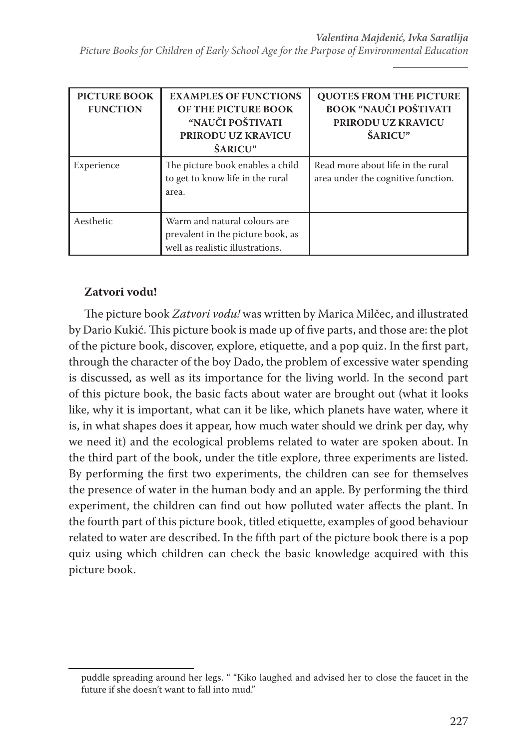| PICTURE BOOK FUNCTION | EXAMPLES OF FUNCTIONS OF THE PICTURE BOOK "NAUČI POŠTIVATI PRIRODU UZ KRAVICU ŠARICU" | QUOTES FROM THE PICTURE BOOK "NAUČI POŠTIVATI PRIRODU UZ KRAVICU ŠARICU" |
|---|---|---|
| Experience | The picture book enables a child to get to know life in the rural area. | Read more about life in the rural area under the cognitive function. |
| Aesthetic | Warm and natural colours are prevalent in the picture book, as well as realistic illustrations. | |

**Zatvori vodu!**

The picture book *Zatvori vodu!* was written by Marica Milčec, and illustrated by Dario Kukić. This picture book is made up of five parts, and those are: the plot of the picture book, discover, explore, etiquette, and a pop quiz. In the first part, through the character of the boy Dado, the problem of excessive water spending is discussed, as well as its importance for the living world. In the second part of this picture book, the basic facts about water are brought out (what it looks like, why it is important, what can it be like, which planets have water, where it is, in what shapes does it appear, how much water should we drink per day, why we need it) and the ecological problems related to water are spoken about. In the third part of the book, under the title explore, three experiments are listed. By performing the first two experiments, the children can see for themselves the presence of water in the human body and an apple. By performing the third experiment, the children can find out how polluted water affects the plant. In the fourth part of this picture book, titled etiquette, examples of good behaviour related to water are described. In the fifth part of the picture book there is a pop quiz using which children can check the basic knowledge acquired with this picture book.

---

puddle spreading around her legs. " "Kiko laughed and advised her to close the faucet in the future if she doesn't want to fall into mud."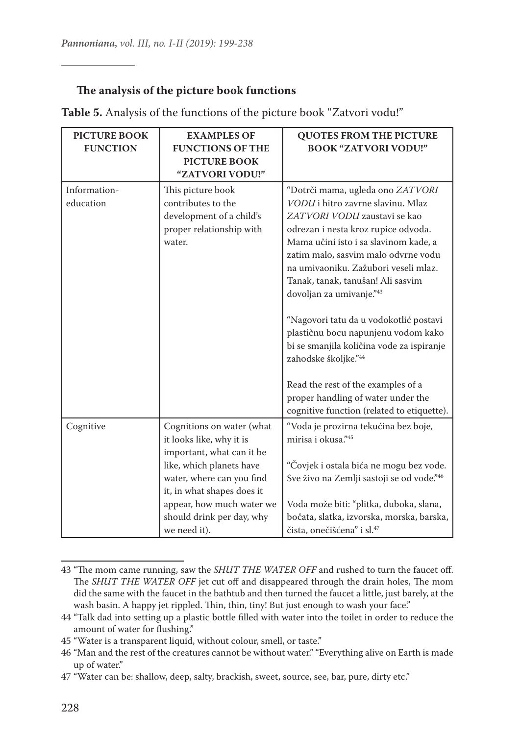## The analysis of the picture book functions

**Table 5.** Analysis of the functions of the picture book "Zatvori vodu!"

| PICTURE BOOK FUNCTION | EXAMPLES OF FUNCTIONS OF THE PICTURE BOOK "ZATVORI VODU!" | QUOTES FROM THE PICTURE BOOK "ZATVORI VODU!" |
| --- | --- | --- |
| Information-education | This picture book contributes to the development of a child's proper relationship with water. | "Dotrči mama, ugleda ono *ZATVORI VODU* i hitro zavrne slavinu. Mlaz *ZATVORI VODU* zaustavi se kao odrezan i nesta kroz rupice odvoda. Mama učini isto i sa slavinom kade, a zatim malo, sasvim malo odvrne vodu na umivaoniku. Zažubori veseli mlaz. Tanak, tanak, tanušan! Ali sasvim dovoljan za umivanje."[43]<br><br>"Nagovori tatu da u vodokotlić postavi plastičnu bocu napunjenu vodom kako bi se smanjila količina vode za ispiranje zahodske školjke."[44]<br><br>Read the rest of the examples of a proper handling of water under the cognitive function (related to etiquette). |
| Cognitive | Cognitions on water (what it looks like, why it is important, what can it be like, which planets have water, where can you find it, in what shapes does it appear, how much water we should drink per day, why we need it). | "Voda je prozirna tekućina bez boje, mirisa i okusa."[45]<br><br>"Čovjek i ostala bića ne mogu bez vode. Sve živo na Zemlji sastoji se od vode."[46]<br><br>Voda može biti: "plitka, duboka, slana, bočata, slatka, izvorska, morska, barska, čista, onečišćena" i sl.[47] |

43 "The mom came running, saw the *SHUT THE WATER OFF* and rushed to turn the faucet off. The *SHUT THE WATER OFF* jet cut off and disappeared through the drain holes, The mom did the same with the faucet in the bathtub and then turned the faucet a little, just barely, at the wash basin. A happy jet rippled. Thin, thin, tiny! But just enough to wash your face."

44 "Talk dad into setting up a plastic bottle filled with water into the toilet in order to reduce the amount of water for flushing."

45 "Water is a transparent liquid, without colour, smell, or taste."

46 "Man and the rest of the creatures cannot be without water." "Everything alive on Earth is made up of water."

47 "Water can be: shallow, deep, salty, brackish, sweet, source, see, bar, pure, dirty etc."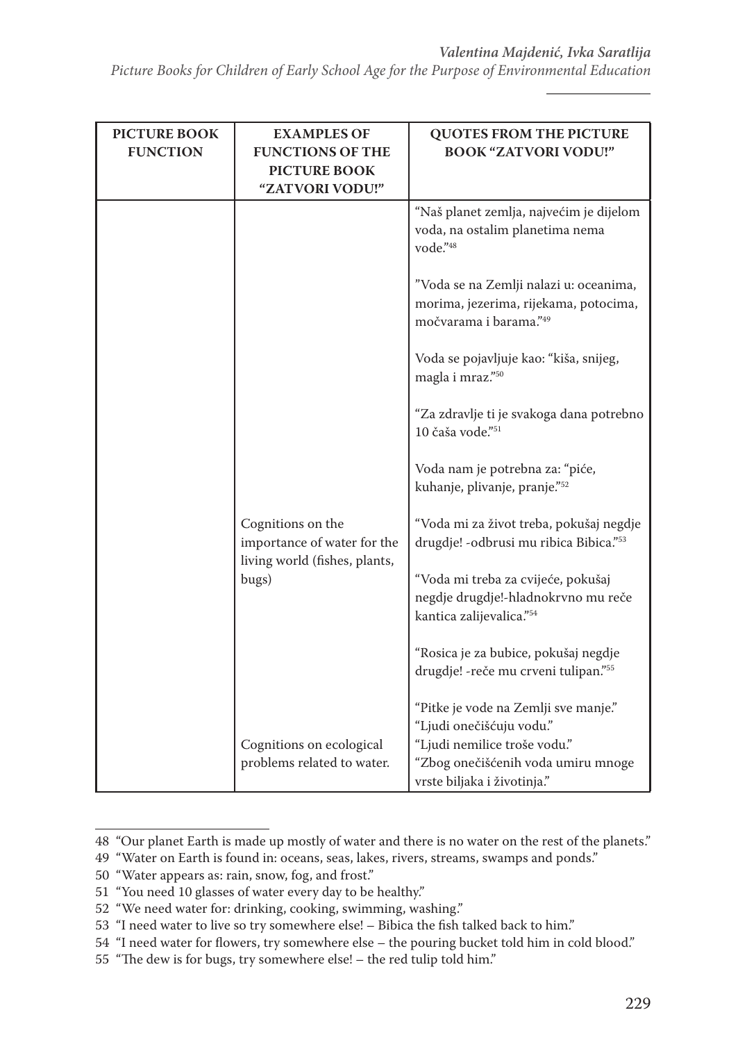| PICTURE BOOK FUNCTION | EXAMPLES OF FUNCTIONS OF THE PICTURE BOOK "ZATVORI VODU!" | QUOTES FROM THE PICTURE BOOK "ZATVORI VODU!" |
|---|---|---|
| | | "Naš planet zemlja, najvećim je dijelom voda, na ostalim planetima nema vode."[48]<br><br>"Voda se na Zemlji nalazi u: oceanima, morima, jezerima, rijekama, potocima, močvarama i barama."[49]<br><br>Voda se pojavljuje kao: "kiša, snijeg, magla i mraz."[50]<br><br>"Za zdravlje ti je svakoga dana potrebno 10 čaša vode."[51]<br><br>Voda nam je potrebna za: "piće, kuhanje, plivanje, pranje."[52] |
| | Cognitions on the importance of water for the living world (fishes, plants, bugs) | "Voda mi za život treba, pokušaj negdje drugdje! -odbrusi mu ribica Bibica."[53]<br><br>"Voda mi treba za cvijeće, pokušaj negdje drugdje!-hladnokrvno mu reče kantica zalijevalica."[54]<br><br>"Rosica je za bubice, pokušaj negdje drugdje! -reče mu crveni tulipan."[55] |
| | Cognitions on ecological problems related to water. | "Pitke je vode na Zemlji sve manje."<br>"Ljudi onečišćuju vodu."<br>"Ljudi nemilice troše vodu."<br>"Zbog onečišćenih voda umiru mnoge vrste biljaka i životinja." |

48 "Our planet Earth is made up mostly of water and there is no water on the rest of the planets."

49 "Water on Earth is found in: oceans, seas, lakes, rivers, streams, swamps and ponds."

50 "Water appears as: rain, snow, fog, and frost."

51 "You need 10 glasses of water every day to be healthy."

52 "We need water for: drinking, cooking, swimming, washing."

53 "I need water to live so try somewhere else! – Bibica the fish talked back to him."

54 "I need water for flowers, try somewhere else – the pouring bucket told him in cold blood."

55 "The dew is for bugs, try somewhere else! – the red tulip told him."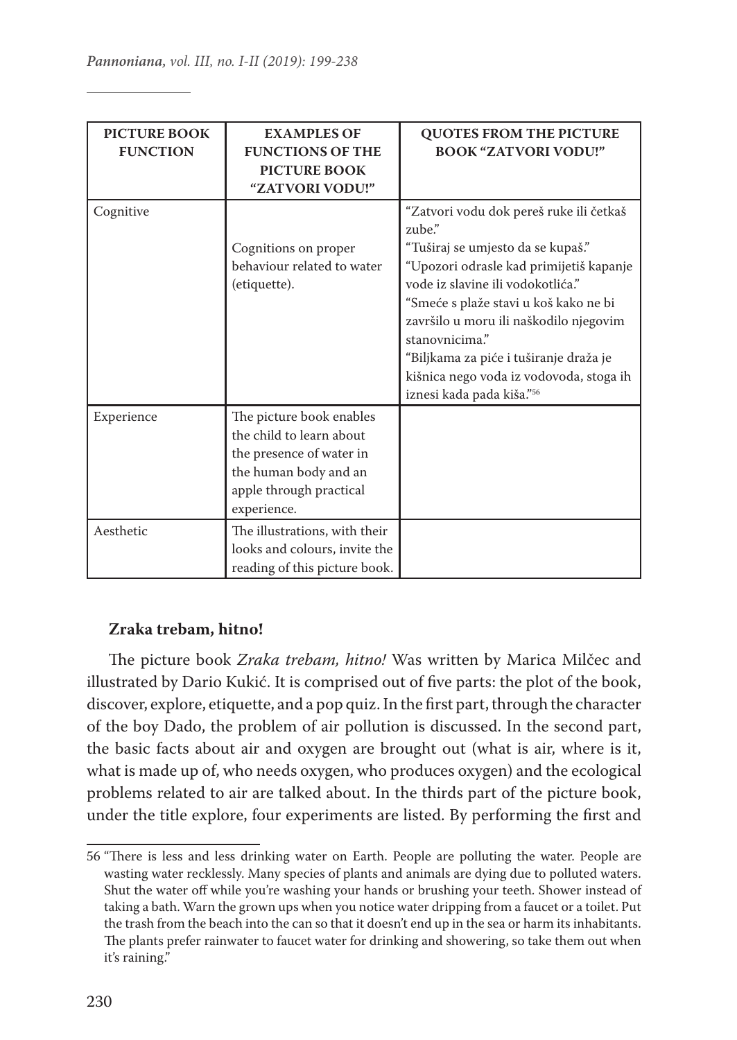| PICTURE BOOK FUNCTION | EXAMPLES OF FUNCTIONS OF THE PICTURE BOOK "ZATVORI VODU!" | QUOTES FROM THE PICTURE BOOK "ZATVORI VODU!" |
|---|---|---|
| Cognitive | Cognitions on proper behaviour related to water (etiquette). | "Zatvori vodu dok pereš ruke ili četkaš zube." "Tuširaj se umjesto da se kupaš." "Upozori odrasle kad primijetiš kapanje vode iz slavine ili vodokotlića." "Smeće s plaže stavi u koš kako ne bi završilo u moru ili naškodilo njegovim stanovnicima." "Biljkama za piće i tuširanje draža je kišnica nego voda iz vodovoda, stoga ih iznesi kada pada kiša."[56] |
| Experience | The picture book enables the child to learn about the presence of water in the human body and an apple through practical experience. | |
| Aesthetic | The illustrations, with their looks and colours, invite the reading of this picture book. | |

**Zraka trebam, hitno!**

The picture book *Zraka trebam, hitno!* Was written by Marica Milčec and illustrated by Dario Kukić. It is comprised out of five parts: the plot of the book, discover, explore, etiquette, and a pop quiz. In the first part, through the character of the boy Dado, the problem of air pollution is discussed. In the second part, the basic facts about air and oxygen are brought out (what is air, where is it, what is made up of, who needs oxygen, who produces oxygen) and the ecological problems related to air are talked about. In the thirds part of the picture book, under the title explore, four experiments are listed. By performing the first and

56 "There is less and less drinking water on Earth. People are polluting the water. People are wasting water recklessly. Many species of plants and animals are dying due to polluted waters. Shut the water off while you're washing your hands or brushing your teeth. Shower instead of taking a bath. Warn the grown ups when you notice water dripping from a faucet or a toilet. Put the trash from the beach into the can so that it doesn't end up in the sea or harm its inhabitants. The plants prefer rainwater to faucet water for drinking and showering, so take them out when it's raining."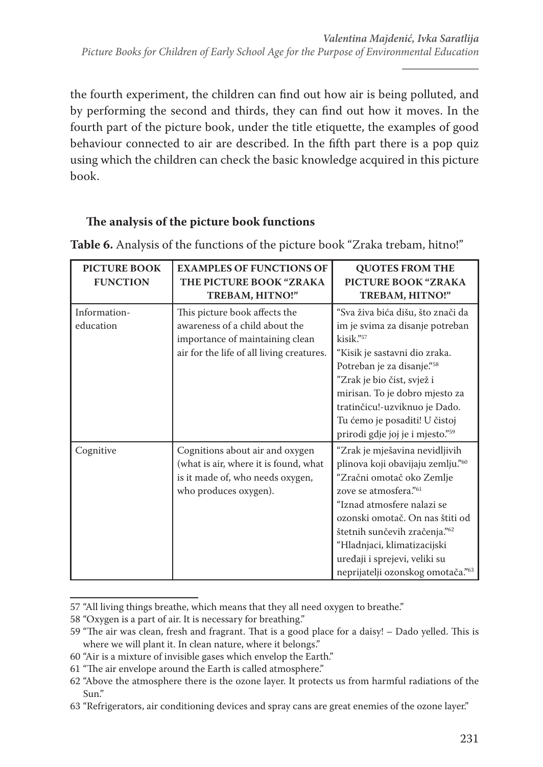the fourth experiment, the children can find out how air is being polluted, and by performing the second and thirds, they can find out how it moves. In the fourth part of the picture book, under the title etiquette, the examples of good behaviour connected to air are described. In the fifth part there is a pop quiz using which the children can check the basic knowledge acquired in this picture book.

### The analysis of the picture book functions

**Table 6.** Analysis of the functions of the picture book "Zraka trebam, hitno!"

| PICTURE BOOK FUNCTION | EXAMPLES OF FUNCTIONS OF THE PICTURE BOOK "ZRAKA TREBAM, HITNO!" | QUOTES FROM THE PICTURE BOOK "ZRAKA TREBAM, HITNO!" |
|---|---|---|
| Information-education | This picture book affects the awareness of a child about the importance of maintaining clean air for the life of all living creatures. | "Sva živa bića dišu, što znači da im je svima za disanje potreban kisik."[57] "Kisik je sastavni dio zraka. Potreban je za disanje."[58] "Zrak je bio čist, svjež i mirisan. To je dobro mjesto za tratinčicu!-uzviknuo je Dado. Tu ćemo je posaditi! U čistoj prirodi gdje joj je i mjesto."[59] |
| Cognitive | Cognitions about air and oxygen (what is air, where it is found, what is it made of, who needs oxygen, who produces oxygen). | "Zrak je mješavina nevidljivih plinova koji obavijaju zemlju."[60] "Zračni omotač oko Zemlje zove se atmosfera."[61] "Iznad atmosfere nalazi se ozonski omotač. On nas štiti od štetnih sunčevih zračenja."[62] "Hladnjaci, klimatizacijski uređaji i sprejevi, veliki su neprijatelji ozonskog omotača."[63] |

57 "All living things breathe, which means that they all need oxygen to breathe."

58 "Oxygen is a part of air. It is necessary for breathing."

59 "The air was clean, fresh and fragrant. That is a good place for a daisy! – Dado yelled. This is where we will plant it. In clean nature, where it belongs."

60 "Air is a mixture of invisible gases which envelop the Earth."

61 "The air envelope around the Earth is called atmosphere."

62 "Above the atmosphere there is the ozone layer. It protects us from harmful radiations of the Sun."

63 "Refrigerators, air conditioning devices and spray cans are great enemies of the ozone layer."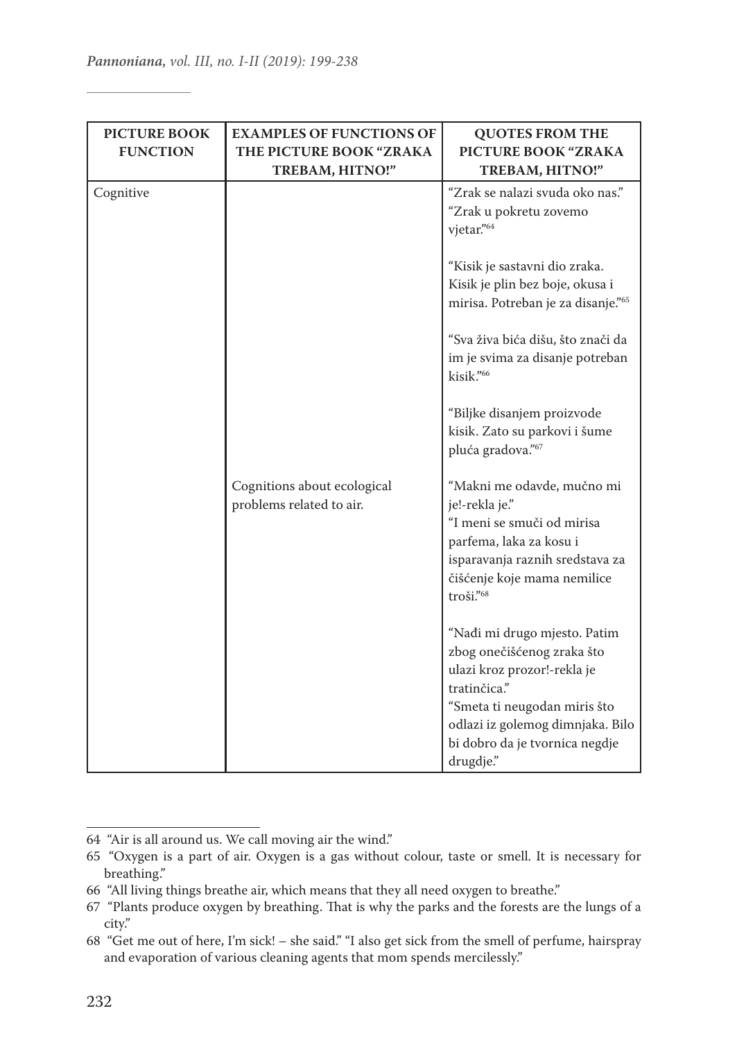| PICTURE BOOK FUNCTION | EXAMPLES OF FUNCTIONS OF THE PICTURE BOOK "ZRAKA TREBAM, HITNO!" | QUOTES FROM THE PICTURE BOOK "ZRAKA TREBAM, HITNO!" |
|---|---|---|
| Cognitive | | "Zrak se nalazi svuda oko nas." "Zrak u pokretu zovemo vjetar."[64] "Kisik je sastavni dio zraka. Kisik je plin bez boje, okusa i mirisa. Potreban je za disanje."[65] "Sva živa bića dišu, što znači da im je svima za disanje potreban kisik."[66] "Biljke disanjem proizvode kisik. Zato su parkovi i šume pluća gradova."[67] |
| | Cognitions about ecological problems related to air. | "Makni me odavde, mučno mi je!-rekla je." "I meni se smuči od mirisa parfema, laka za kosu i isparavanja raznih sredstava za čišćenje koje mama nemilice troši."[68] "Nađi mi drugo mjesto. Patim zbog onečišćenog zraka što ulazi kroz prozor!-rekla je tratinčica." "Smeta ti neugodan miris što odlazi iz golemog dimnjaka. Bilo bi dobro da je tvornica negdje drugdje." |

64 "Air is all around us. We call moving air the wind."

65 "Oxygen is a part of air. Oxygen is a gas without colour, taste or smell. It is necessary for breathing."

66 "All living things breathe air, which means that they all need oxygen to breathe."

67 "Plants produce oxygen by breathing. That is why the parks and the forests are the lungs of a city."

68 "Get me out of here, I'm sick! – she said." "I also get sick from the smell of perfume, hairspray and evaporation of various cleaning agents that mom spends mercilessly."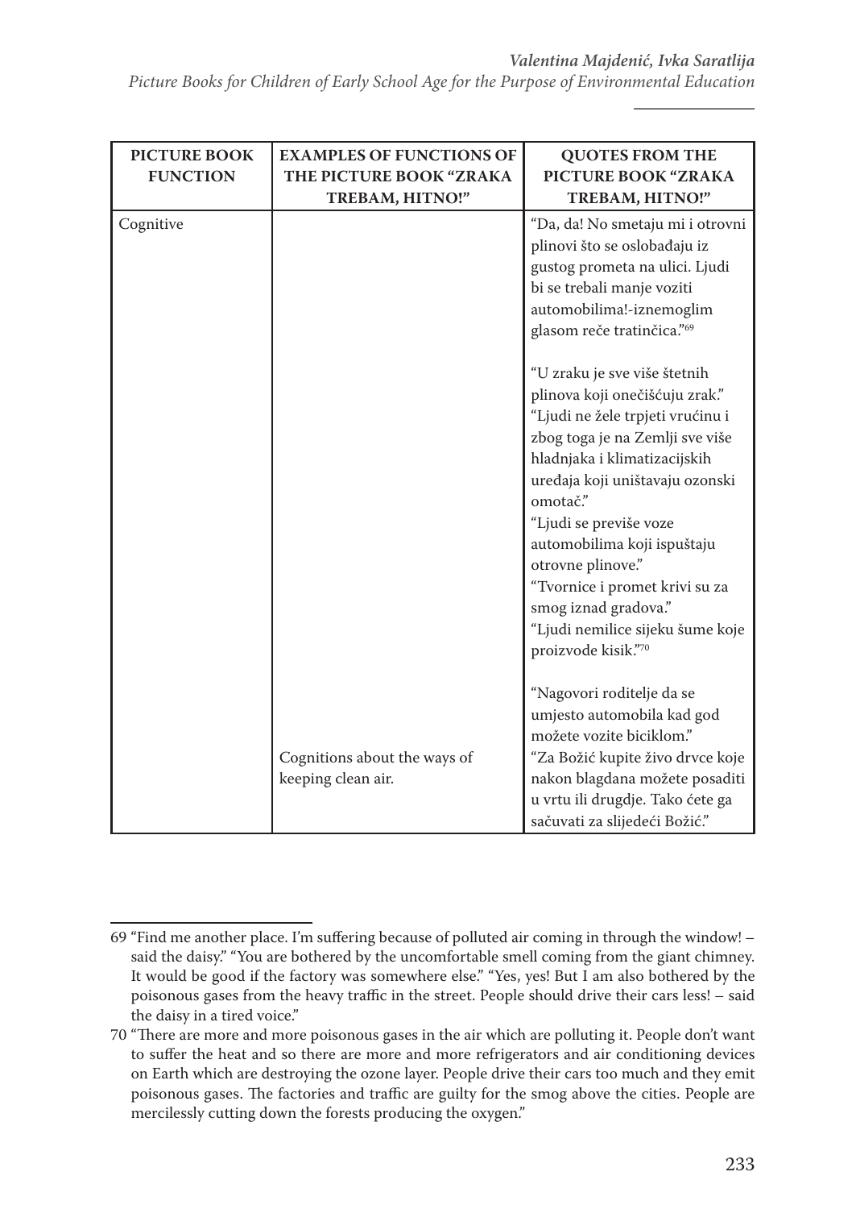| PICTURE BOOK FUNCTION | EXAMPLES OF FUNCTIONS OF THE PICTURE BOOK "ZRAKA TREBAM, HITNO!" | QUOTES FROM THE PICTURE BOOK "ZRAKA TREBAM, HITNO!" |
|---|---|---|
| Cognitive | | "Da, da! No smetaju mi i otrovni plinovi što se oslobađaju iz gustog prometa na ulici. Ljudi bi se trebali manje voziti automobilima!-iznemoglim glasom reče tratinčica."[69]<br><br>"U zraku je sve više štetnih plinova koji onečišćuju zrak." "Ljudi ne žele trpjeti vrućinu i zbog toga je na Zemlji sve više hladnjaka i klimatizacijskih uređaja koji uništavaju ozonski omotač." "Ljudi se previše voze automobilima koji ispuštaju otrovne plinove." "Tvornice i promet krivi su za smog iznad gradova." "Ljudi nemilice sijeku šume koje proizvode kisik."[70] |
| | Cognitions about the ways of keeping clean air. | "Nagovori roditelje da se umjesto automobila kad god možete vozite biciklom." "Za Božić kupite živo drvce koje nakon blagdana možete posaditi u vrtu ili drugdje. Tako ćete ga sačuvati za slijedeći Božić." |

69 "Find me another place. I'm suffering because of polluted air coming in through the window! – said the daisy." "You are bothered by the uncomfortable smell coming from the giant chimney. It would be good if the factory was somewhere else." "Yes, yes! But I am also bothered by the poisonous gases from the heavy traffic in the street. People should drive their cars less! – said the daisy in a tired voice."

70 "There are more and more poisonous gases in the air which are polluting it. People don't want to suffer the heat and so there are more and more refrigerators and air conditioning devices on Earth which are destroying the ozone layer. People drive their cars too much and they emit poisonous gases. The factories and traffic are guilty for the smog above the cities. People are mercilessly cutting down the forests producing the oxygen."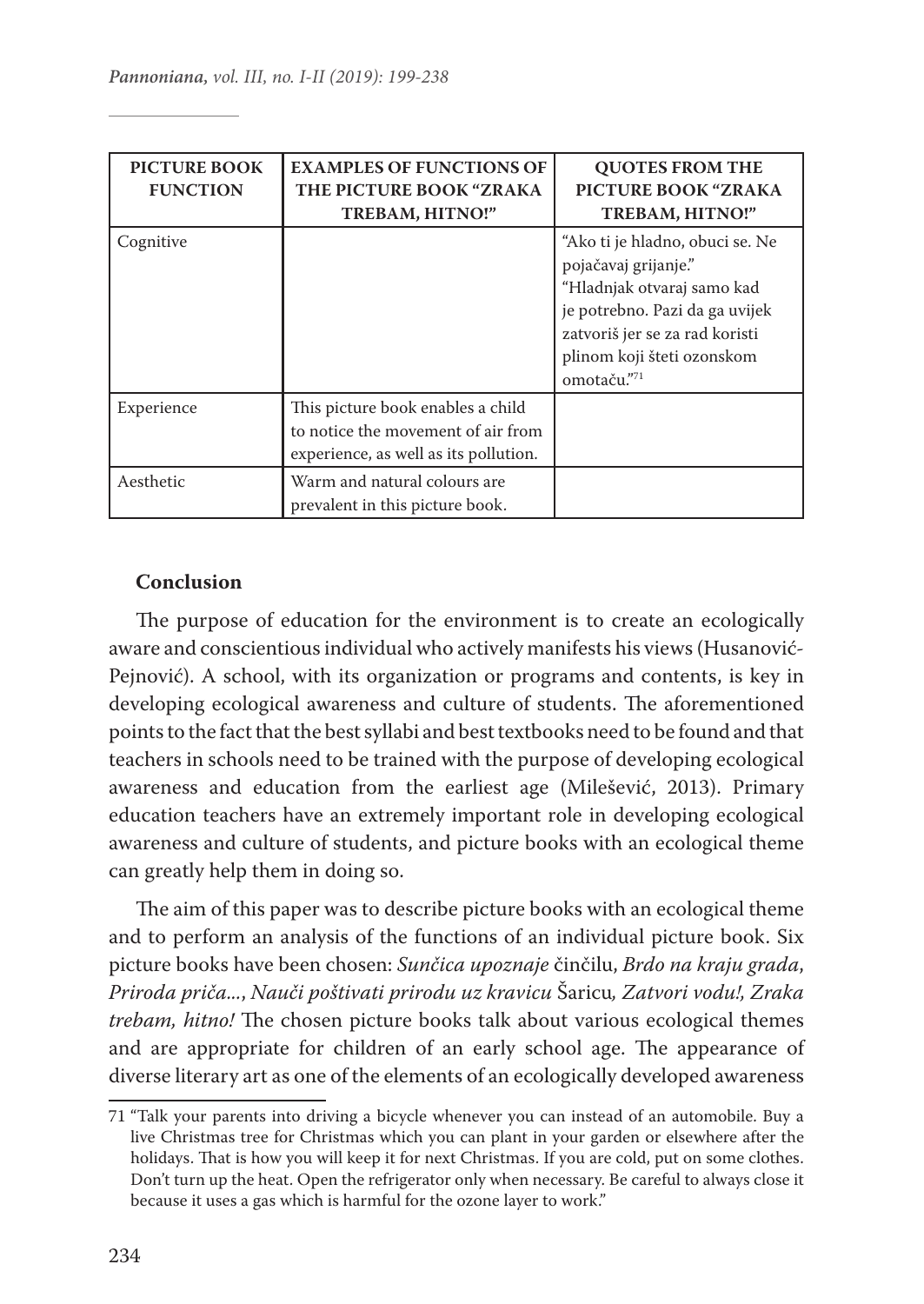| PICTURE BOOK FUNCTION | EXAMPLES OF FUNCTIONS OF THE PICTURE BOOK "ZRAKA TREBAM, HITNO!" | QUOTES FROM THE PICTURE BOOK "ZRAKA TREBAM, HITNO!" |
| --- | --- | --- |
| Cognitive | | "Ako ti je hladno, obuci se. Ne pojačavaj grijanje." "Hladnjak otvaraj samo kad je potrebno. Pazi da ga uvijek zatvoriš jer se za rad koristi plinom koji šteti ozonskom omotaču."[71] |
| Experience | This picture book enables a child to notice the movement of air from experience, as well as its pollution. | |
| Aesthetic | Warm and natural colours are prevalent in this picture book. | |

## Conclusion

The purpose of education for the environment is to create an ecologically aware and conscientious individual who actively manifests his views (Husanović-Pejnović). A school, with its organization or programs and contents, is key in developing ecological awareness and culture of students. The aforementioned points to the fact that the best syllabi and best textbooks need to be found and that teachers in schools need to be trained with the purpose of developing ecological awareness and education from the earliest age (Milešević, 2013). Primary education teachers have an extremely important role in developing ecological awareness and culture of students, and picture books with an ecological theme can greatly help them in doing so.

The aim of this paper was to describe picture books with an ecological theme and to perform an analysis of the functions of an individual picture book. Six picture books have been chosen: *Sunčica upoznaje* činčilu, *Brdo na kraju grada*, *Priroda priča...*, *Nauči poštivati prirodu uz kravicu* Šaricu*, Zatvori vodu!, Zraka trebam, hitno!* The chosen picture books talk about various ecological themes and are appropriate for children of an early school age. The appearance of diverse literary art as one of the elements of an ecologically developed awareness

71 "Talk your parents into driving a bicycle whenever you can instead of an automobile. Buy a live Christmas tree for Christmas which you can plant in your garden or elsewhere after the holidays. That is how you will keep it for next Christmas. If you are cold, put on some clothes. Don't turn up the heat. Open the refrigerator only when necessary. Be careful to always close it because it uses a gas which is harmful for the ozone layer to work."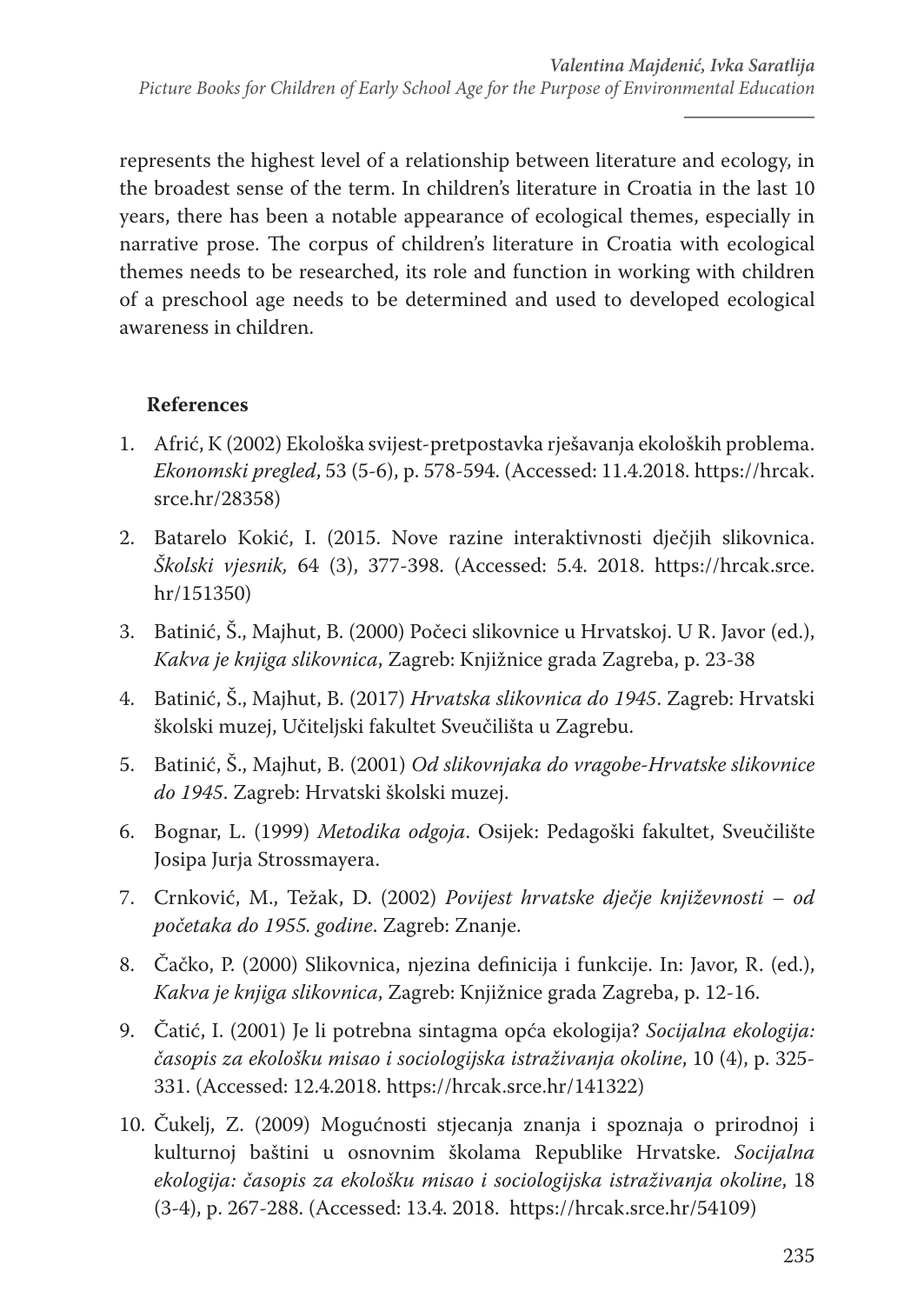represents the highest level of a relationship between literature and ecology, in the broadest sense of the term. In children's literature in Croatia in the last 10 years, there has been a notable appearance of ecological themes, especially in narrative prose. The corpus of children's literature in Croatia with ecological themes needs to be researched, its role and function in working with children of a preschool age needs to be determined and used to developed ecological awareness in children.

## References

1. Afrić, K (2002) Ekološka svijest-pretpostavka rješavanja ekoloških problema. *Ekonomski pregled*, 53 (5-6), p. 578-594. (Accessed: 11.4.2018. https://hrcak.srce.hr/28358)
2. Batarelo Kokić, I. (2015. Nove razine interaktivnosti dječjih slikovnica. *Školski vjesnik,* 64 (3), 377-398. (Accessed: 5.4. 2018. https://hrcak.srce.hr/151350)
3. Batinić, Š., Majhut, B. (2000) Počeci slikovnice u Hrvatskoj. U R. Javor (ed.), *Kakva je knjiga slikovnica*, Zagreb: Knjižnice grada Zagreba, p. 23-38
4. Batinić, Š., Majhut, B. (2017) *Hrvatska slikovnica do 1945*. Zagreb: Hrvatski školski muzej, Učiteljski fakultet Sveučilišta u Zagrebu.
5. Batinić, Š., Majhut, B. (2001) *Od slikovnjaka do vragobe-Hrvatske slikovnice do 1945*. Zagreb: Hrvatski školski muzej.
6. Bognar, L. (1999) *Metodika odgoja*. Osijek: Pedagoški fakultet, Sveučilište Josipa Jurja Strossmayera.
7. Crnković, M., Težak, D. (2002) *Povijest hrvatske dječje književnosti – od početaka do 1955. godine*. Zagreb: Znanje.
8. Čačko, P. (2000) Slikovnica, njezina definicija i funkcije. In: Javor, R. (ed.), *Kakva je knjiga slikovnica*, Zagreb: Knjižnice grada Zagreba, p. 12-16.
9. Čatić, I. (2001) Je li potrebna sintagma opća ekologija? *Socijalna ekologija: časopis za ekološku misao i sociologijska istraživanja okoline*, 10 (4), p. 325-331. (Accessed: 12.4.2018. https://hrcak.srce.hr/141322)
10. Čukelj, Z. (2009) Mogućnosti stjecanja znanja i spoznaja o prirodnoj i kulturnoj baštini u osnovnim školama Republike Hrvatske. *Socijalna ekologija: časopis za ekološku misao i sociologijska istraživanja okoline*, 18 (3-4), p. 267-288. (Accessed: 13.4. 2018. https://hrcak.srce.hr/54109)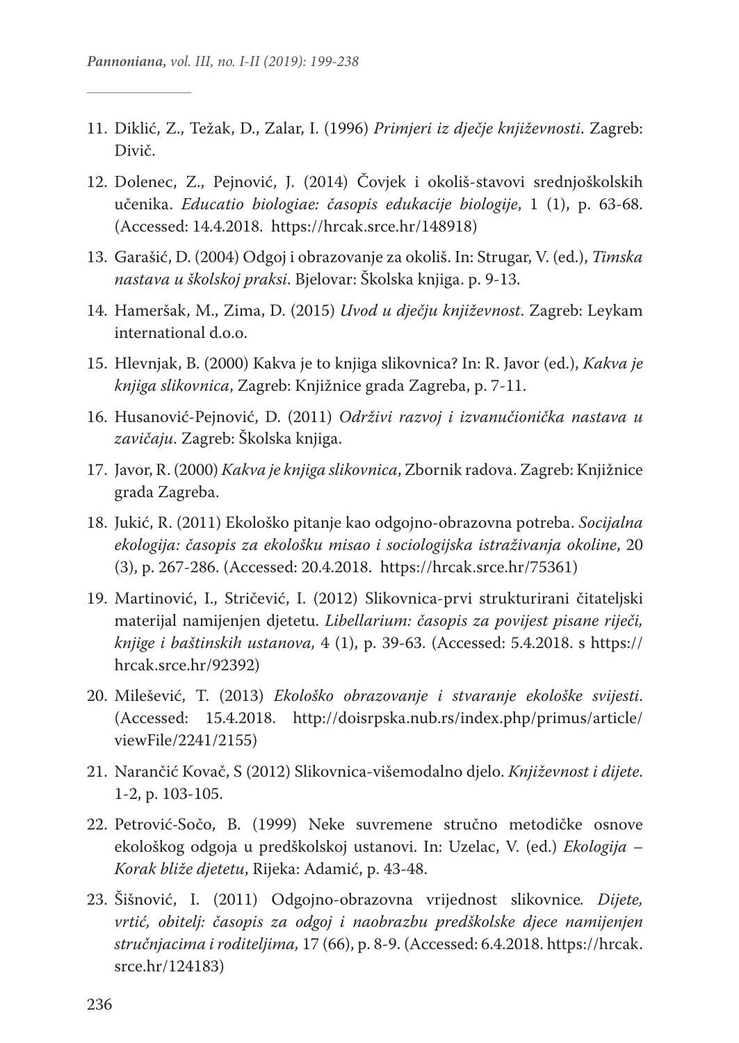11. Diklić, Z., Težak, D., Zalar, I. (1996) *Primjeri iz dječje književnosti*. Zagreb: Divič.

12. Dolenec, Z., Pejnović, J. (2014) Čovjek i okoliš-stavovi srednjoškolskih učenika. *Educatio biologiae: časopis edukacije biologije*, 1 (1), p. 63-68. (Accessed: 14.4.2018. https://hrcak.srce.hr/148918)

13. Garašić, D. (2004) Odgoj i obrazovanje za okoliš. In: Strugar, V. (ed.), *Timska nastava u školskoj praksi*. Bjelovar: Školska knjiga. p. 9-13.

14. Hameršak, M., Zima, D. (2015) *Uvod u dječju književnost*. Zagreb: Leykam international d.o.o.

15. Hlevnjak, B. (2000) Kakva je to knjiga slikovnica? In: R. Javor (ed.), *Kakva je knjiga slikovnica*, Zagreb: Knjižnice grada Zagreba, p. 7-11.

16. Husanović-Pejnović, D. (2011) *Održivi razvoj i izvanučionička nastava u zavičaju*. Zagreb: Školska knjiga.

17. Javor, R. (2000) *Kakva je knjiga slikovnica*, Zbornik radova. Zagreb: Knjižnice grada Zagreba.

18. Jukić, R. (2011) Ekološko pitanje kao odgojno-obrazovna potreba. *Socijalna ekologija: časopis za ekološku misao i sociologijska istraživanja okoline*, 20 (3), p. 267-286. (Accessed: 20.4.2018. https://hrcak.srce.hr/75361)

19. Martinović, I., Stričević, I. (2012) Slikovnica-prvi strukturirani čitateljski materijal namijenjen djetetu. *Libellarium: časopis za povijest pisane riječi, knjige i baštinskih ustanova,* 4 (1), p. 39-63. (Accessed: 5.4.2018. s https://hrcak.srce.hr/92392)

20. Milešević, T. (2013) *Ekološko obrazovanje i stvaranje ekološke svijesti*. (Accessed: 15.4.2018. http://doisrpska.nub.rs/index.php/primus/article/viewFile/2241/2155)

21. Narančić Kovač, S (2012) Slikovnica-višemodalno djelo. *Književnost i dijete*. 1-2, p. 103-105.

22. Petrović-Sočo, B. (1999) Neke suvremene stručno metodičke osnove ekološkog odgoja u predškolskoj ustanovi. In: Uzelac, V. (ed.) *Ekologija – Korak bliže djetetu*, Rijeka: Adamić, p. 43-48.

23. Šišnović, I. (2011) Odgojno-obrazovna vrijednost slikovnice*. Dijete, vrtić, obitelj: časopis za odgoj i naobrazbu predškolske djece namijenjen stručnjacima i roditeljima,* 17 (66), p. 8-9. (Accessed: 6.4.2018. https://hrcak.srce.hr/124183)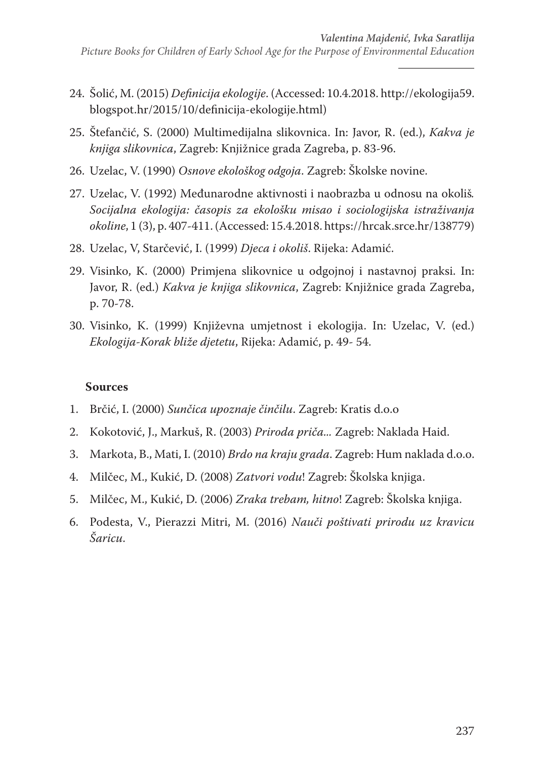24. Šolić, M. (2015) *Definicija ekologije*. (Accessed: 10.4.2018. http://ekologija59.blogspot.hr/2015/10/definicija-ekologije.html)

25. Štefančić, S. (2000) Multimedijalna slikovnica. In: Javor, R. (ed.), *Kakva je knjiga slikovnica*, Zagreb: Knjižnice grada Zagreba, p. 83-96.

26. Uzelac, V. (1990) *Osnove ekološkog odgoja*. Zagreb: Školske novine.

27. Uzelac, V. (1992) Međunarodne aktivnosti i naobrazba u odnosu na okoliš. *Socijalna ekologija: časopis za ekološku misao i sociologijska istraživanja okoline*, 1 (3), p. 407-411. (Accessed: 15.4.2018. https://hrcak.srce.hr/138779)

28. Uzelac, V, Starčević, I. (1999) *Djeca i okoliš*. Rijeka: Adamić.

29. Visinko, K. (2000) Primjena slikovnice u odgojnoj i nastavnoj praksi. In: Javor, R. (ed.) *Kakva je knjiga slikovnica*, Zagreb: Knjižnice grada Zagreba, p. 70-78.

30. Visinko, K. (1999) Književna umjetnost i ekologija. In: Uzelac, V. (ed.) *Ekologija-Korak bliže djetetu*, Rijeka: Adamić, p. 49- 54.

**Sources**

1. Brčić, I. (2000) *Sunčica upoznaje činčilu*. Zagreb: Kratis d.o.o
2. Kokotović, J., Markuš, R. (2003) *Priroda priča...* Zagreb: Naklada Haid.
3. Markota, B., Mati, I. (2010) *Brdo na kraju grada*. Zagreb: Hum naklada d.o.o.
4. Milčec, M., Kukić, D. (2008) *Zatvori vodu*! Zagreb: Školska knjiga.
5. Milčec, M., Kukić, D. (2006) *Zraka trebam, hitno*! Zagreb: Školska knjiga.
6. Podesta, V., Pierazzi Mitri, M. (2016) *Nauči poštivati prirodu uz kravicu Šaricu*.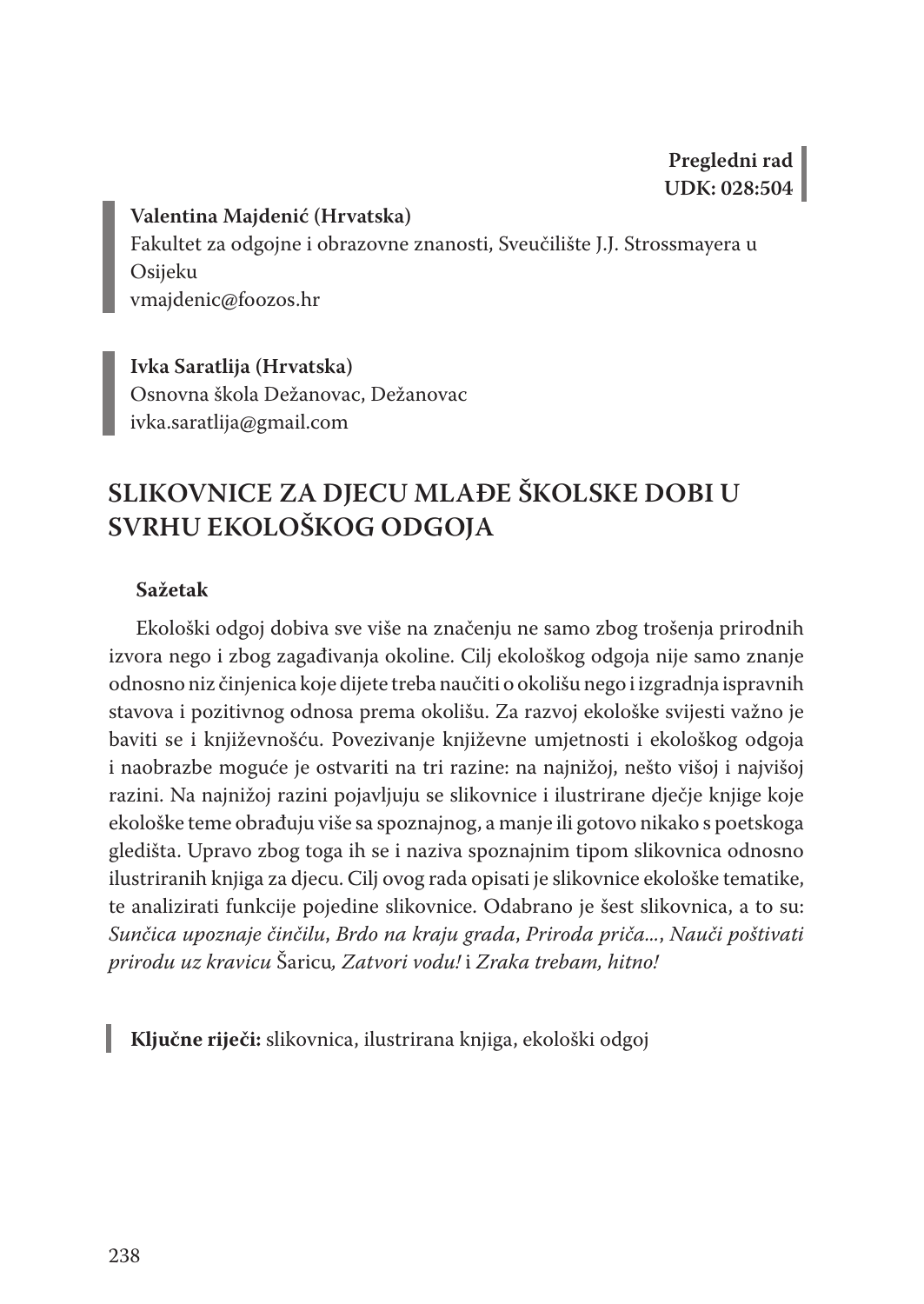**Pregledni rad**
**UDK: 028:504**

**Valentina Majdenić (Hrvatska)**
Fakultet za odgojne i obrazovne znanosti, Sveučilište J.J. Strossmayera u Osijeku
vmajdenic@foozos.hr

**Ivka Saratlija (Hrvatska)**
Osnovna škola Dežanovac, Dežanovac
ivka.saratlija@gmail.com

# SLIKOVNICE ZA DJECU MLAĐE ŠKOLSKE DOBI U SVRHU EKOLOŠKOG ODGOJA

**Sažetak**

Ekološki odgoj dobiva sve više na značenju ne samo zbog trošenja prirodnih izvora nego i zbog zagađivanja okoline. Cilj ekološkog odgoja nije samo znanje odnosno niz činjenica koje dijete treba naučiti o okolišu nego i izgradnja ispravnih stavova i pozitivnog odnosa prema okolišu. Za razvoj ekološke svijesti važno je baviti se i književnošću. Povezivanje književne umjetnosti i ekološkog odgoja i naobrazbe moguće je ostvariti na tri razine: na najnižoj, nešto višoj i najvišoj razini. Na najnižoj razini pojavljuju se slikovnice i ilustrirane dječje knjige koje ekološke teme obrađuju više sa spoznajnog, a manje ili gotovo nikako s poetskoga gledišta. Upravo zbog toga ih se i naziva spoznajnim tipom slikovnica odnosno ilustriranih knjiga za djecu. Cilj ovog rada opisati je slikovnice ekološke tematike, te analizirati funkcije pojedine slikovnice. Odabrano je šest slikovnica, a to su: *Sunčica upoznaje činčilu*, *Brdo na kraju grada*, *Priroda priča...*, *Nauči poštivati prirodu uz kravicu* Šaricu*, Zatvori vodu!* i *Zraka trebam, hitno!*

**Ključne riječi:** slikovnica, ilustrirana knjiga, ekološki odgoj